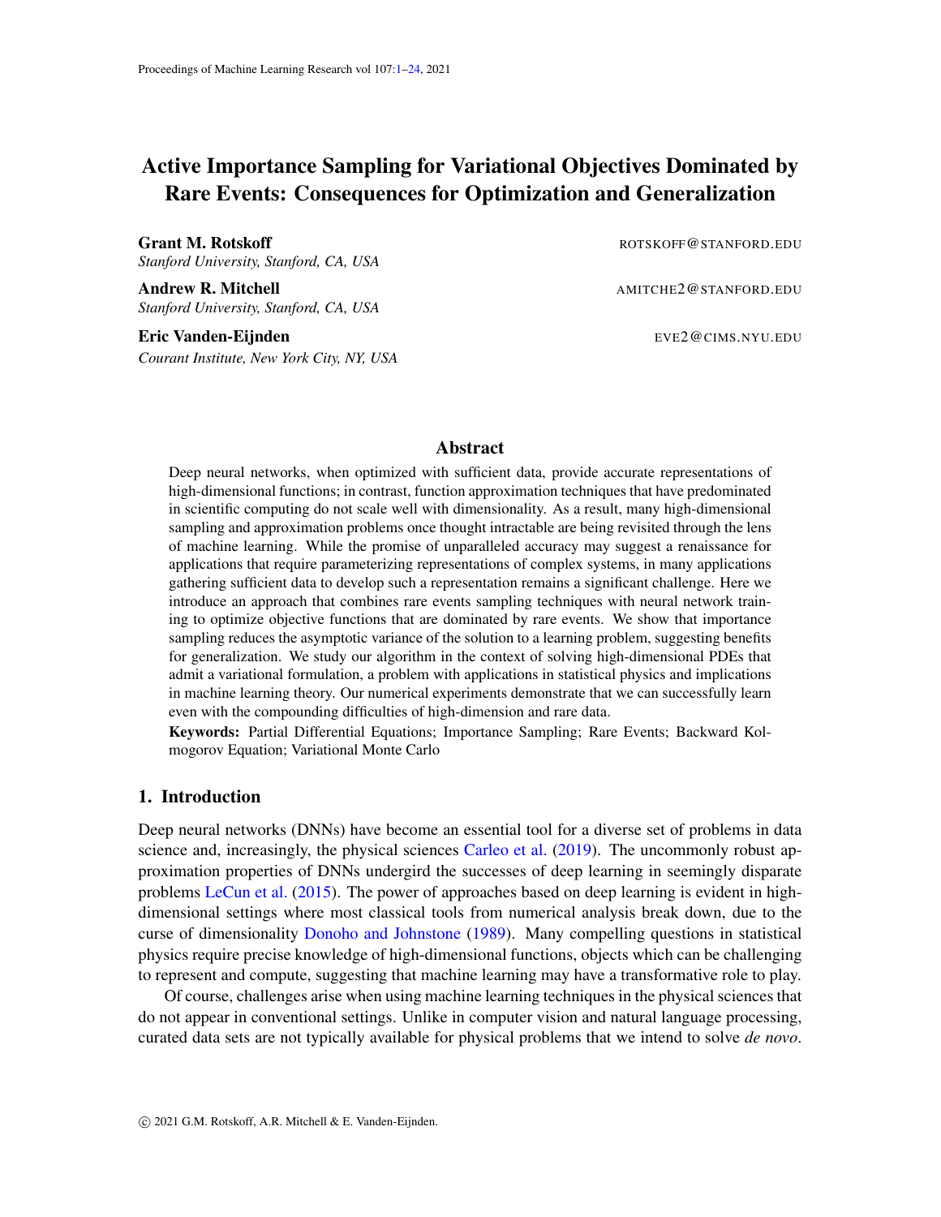# Active Importance Sampling for Variational Objectives Dominated by Rare Events: Consequences for Optimization and Generalization

**Grant M. Rotskoff** ROTSKOFF@STANFORD.EDU
*Stanford University, Stanford, CA, USA*

**Andrew R. Mitchell** AMITCHE2@STANFORD.EDU
*Stanford University, Stanford, CA, USA*

**Eric Vanden-Eijnden** EVE2@CIMS.NYU.EDU
*Courant Institute, New York City, NY, USA*

## Abstract

Deep neural networks, when optimized with sufficient data, provide accurate representations of high-dimensional functions; in contrast, function approximation techniques that have predominated in scientific computing do not scale well with dimensionality. As a result, many high-dimensional sampling and approximation problems once thought intractable are being revisited through the lens of machine learning. While the promise of unparalleled accuracy may suggest a renaissance for applications that require parameterizing representations of complex systems, in many applications gathering sufficient data to develop such a representation remains a significant challenge. Here we introduce an approach that combines rare events sampling techniques with neural network training to optimize objective functions that are dominated by rare events. We show that importance sampling reduces the asymptotic variance of the solution to a learning problem, suggesting benefits for generalization. We study our algorithm in the context of solving high-dimensional PDEs that admit a variational formulation, a problem with applications in statistical physics and implications in machine learning theory. Our numerical experiments demonstrate that we can successfully learn even with the compounding difficulties of high-dimension and rare data.

**Keywords:** Partial Differential Equations; Importance Sampling; Rare Events; Backward Kolmogorov Equation; Variational Monte Carlo

## 1. Introduction

Deep neural networks (DNNs) have become an essential tool for a diverse set of problems in data science and, increasingly, the physical sciences Carleo et al. (2019). The uncommonly robust approximation properties of DNNs undergird the successes of deep learning in seemingly disparate problems LeCun et al. (2015). The power of approaches based on deep learning is evident in high-dimensional settings where most classical tools from numerical analysis break down, due to the curse of dimensionality Donoho and Johnstone (1989). Many compelling questions in statistical physics require precise knowledge of high-dimensional functions, objects which can be challenging to represent and compute, suggesting that machine learning may have a transformative role to play.

Of course, challenges arise when using machine learning techniques in the physical sciences that do not appear in conventional settings. Unlike in computer vision and natural language processing, curated data sets are not typically available for physical problems that we intend to solve *de novo*.

© 2021 G.M. Rotskoff, A.R. Mitchell & E. Vanden-Eijnden.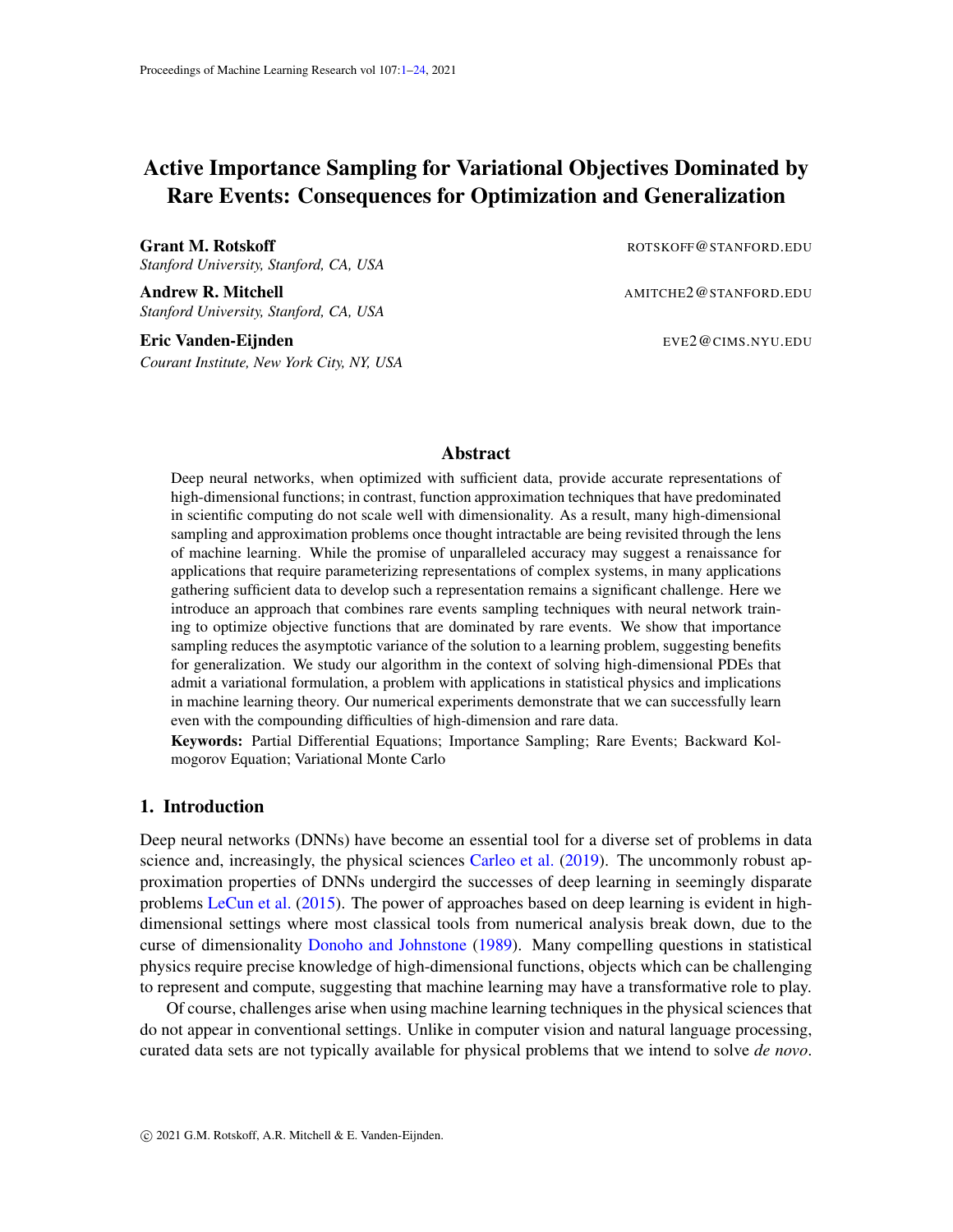# Active Importance Sampling for Variational Objectives Dominated by Rare Events: Consequences for Optimization and Generalization

**Grant M. Rotskoff** ROTSKOFF@STANFORD.EDU  
*Stanford University, Stanford, CA, USA*

**Andrew R. Mitchell** AMITCHE2@STANFORD.EDU  
*Stanford University, Stanford, CA, USA*

**Eric Vanden-Eijnden** EVE2@CIMS.NYU.EDU  
*Courant Institute, New York City, NY, USA*

## Abstract

Deep neural networks, when optimized with sufficient data, provide accurate representations of high-dimensional functions; in contrast, function approximation techniques that have predominated in scientific computing do not scale well with dimensionality. As a result, many high-dimensional sampling and approximation problems once thought intractable are being revisited through the lens of machine learning. While the promise of unparalleled accuracy may suggest a renaissance for applications that require parameterizing representations of complex systems, in many applications gathering sufficient data to develop such a representation remains a significant challenge. Here we introduce an approach that combines rare events sampling techniques with neural network training to optimize objective functions that are dominated by rare events. We show that importance sampling reduces the asymptotic variance of the solution to a learning problem, suggesting benefits for generalization. We study our algorithm in the context of solving high-dimensional PDEs that admit a variational formulation, a problem with applications in statistical physics and implications in machine learning theory. Our numerical experiments demonstrate that we can successfully learn even with the compounding difficulties of high-dimension and rare data.

**Keywords:** Partial Differential Equations; Importance Sampling; Rare Events; Backward Kolmogorov Equation; Variational Monte Carlo

## 1. Introduction

Deep neural networks (DNNs) have become an essential tool for a diverse set of problems in data science and, increasingly, the physical sciences Carleo et al. (2019). The uncommonly robust approximation properties of DNNs undergird the successes of deep learning in seemingly disparate problems LeCun et al. (2015). The power of approaches based on deep learning is evident in high-dimensional settings where most classical tools from numerical analysis break down, due to the curse of dimensionality Donoho and Johnstone (1989). Many compelling questions in statistical physics require precise knowledge of high-dimensional functions, objects which can be challenging to represent and compute, suggesting that machine learning may have a transformative role to play.

Of course, challenges arise when using machine learning techniques in the physical sciences that do not appear in conventional settings. Unlike in computer vision and natural language processing, curated data sets are not typically available for physical problems that we intend to solve *de novo*.

© 2021 G.M. Rotskoff, A.R. Mitchell & E. Vanden-Eijnden.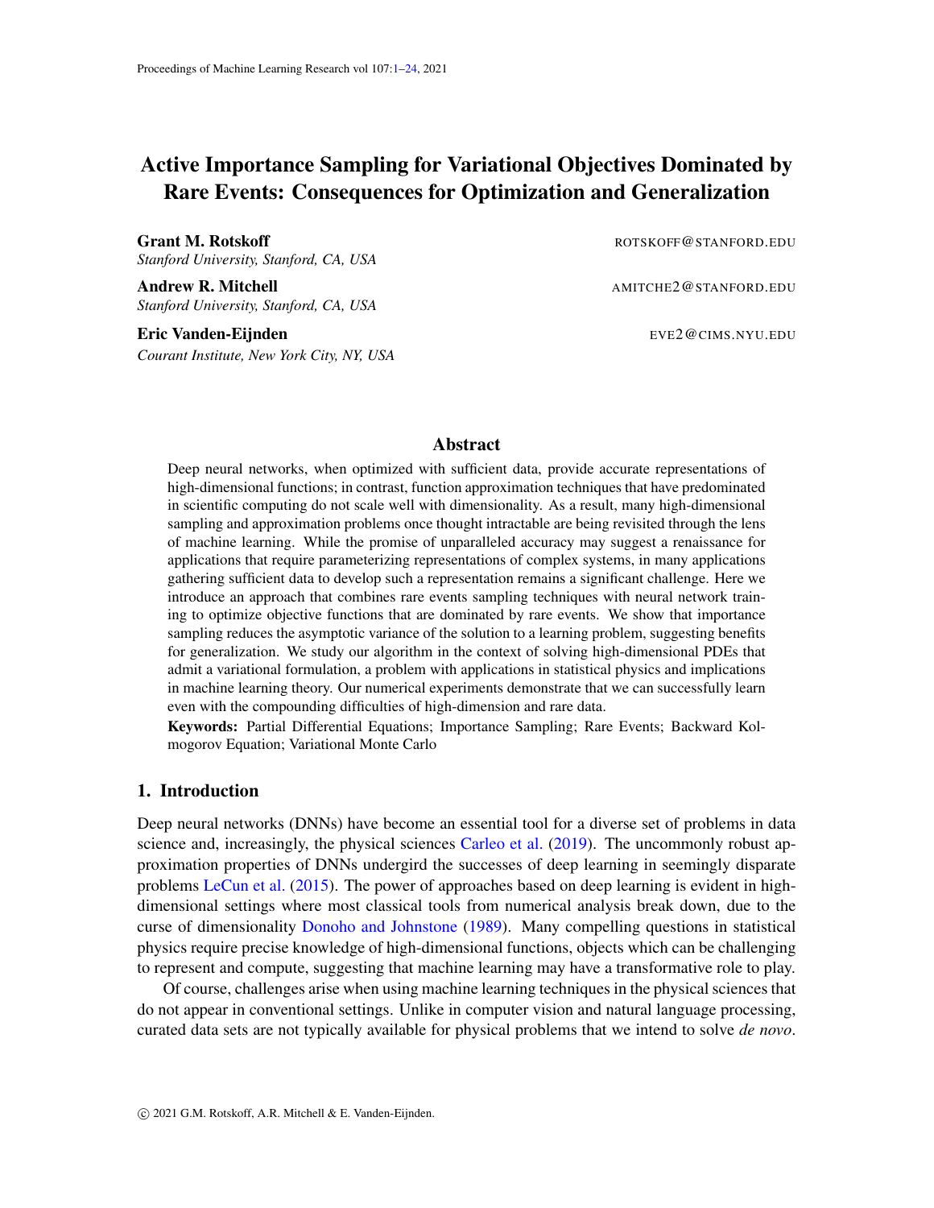# Active Importance Sampling for Variational Objectives Dominated by Rare Events: Consequences for Optimization and Generalization

**Grant M. Rotskoff** ROTSKOFF@STANFORD.EDU
*Stanford University, Stanford, CA, USA*

**Andrew R. Mitchell** AMITCHE2@STANFORD.EDU
*Stanford University, Stanford, CA, USA*

**Eric Vanden-Eijnden** EVE2@CIMS.NYU.EDU
*Courant Institute, New York City, NY, USA*

## Abstract

Deep neural networks, when optimized with sufficient data, provide accurate representations of high-dimensional functions; in contrast, function approximation techniques that have predominated in scientific computing do not scale well with dimensionality. As a result, many high-dimensional sampling and approximation problems once thought intractable are being revisited through the lens of machine learning. While the promise of unparalleled accuracy may suggest a renaissance for applications that require parameterizing representations of complex systems, in many applications gathering sufficient data to develop such a representation remains a significant challenge. Here we introduce an approach that combines rare events sampling techniques with neural network training to optimize objective functions that are dominated by rare events. We show that importance sampling reduces the asymptotic variance of the solution to a learning problem, suggesting benefits for generalization. We study our algorithm in the context of solving high-dimensional PDEs that admit a variational formulation, a problem with applications in statistical physics and implications in machine learning theory. Our numerical experiments demonstrate that we can successfully learn even with the compounding difficulties of high-dimension and rare data.

**Keywords:** Partial Differential Equations; Importance Sampling; Rare Events; Backward Kolmogorov Equation; Variational Monte Carlo

## 1. Introduction

Deep neural networks (DNNs) have become an essential tool for a diverse set of problems in data science and, increasingly, the physical sciences Carleo et al. (2019). The uncommonly robust approximation properties of DNNs undergird the successes of deep learning in seemingly disparate problems LeCun et al. (2015). The power of approaches based on deep learning is evident in high-dimensional settings where most classical tools from numerical analysis break down, due to the curse of dimensionality Donoho and Johnstone (1989). Many compelling questions in statistical physics require precise knowledge of high-dimensional functions, objects which can be challenging to represent and compute, suggesting that machine learning may have a transformative role to play.

Of course, challenges arise when using machine learning techniques in the physical sciences that do not appear in conventional settings. Unlike in computer vision and natural language processing, curated data sets are not typically available for physical problems that we intend to solve *de novo*.

© 2021 G.M. Rotskoff, A.R. Mitchell & E. Vanden-Eijnden.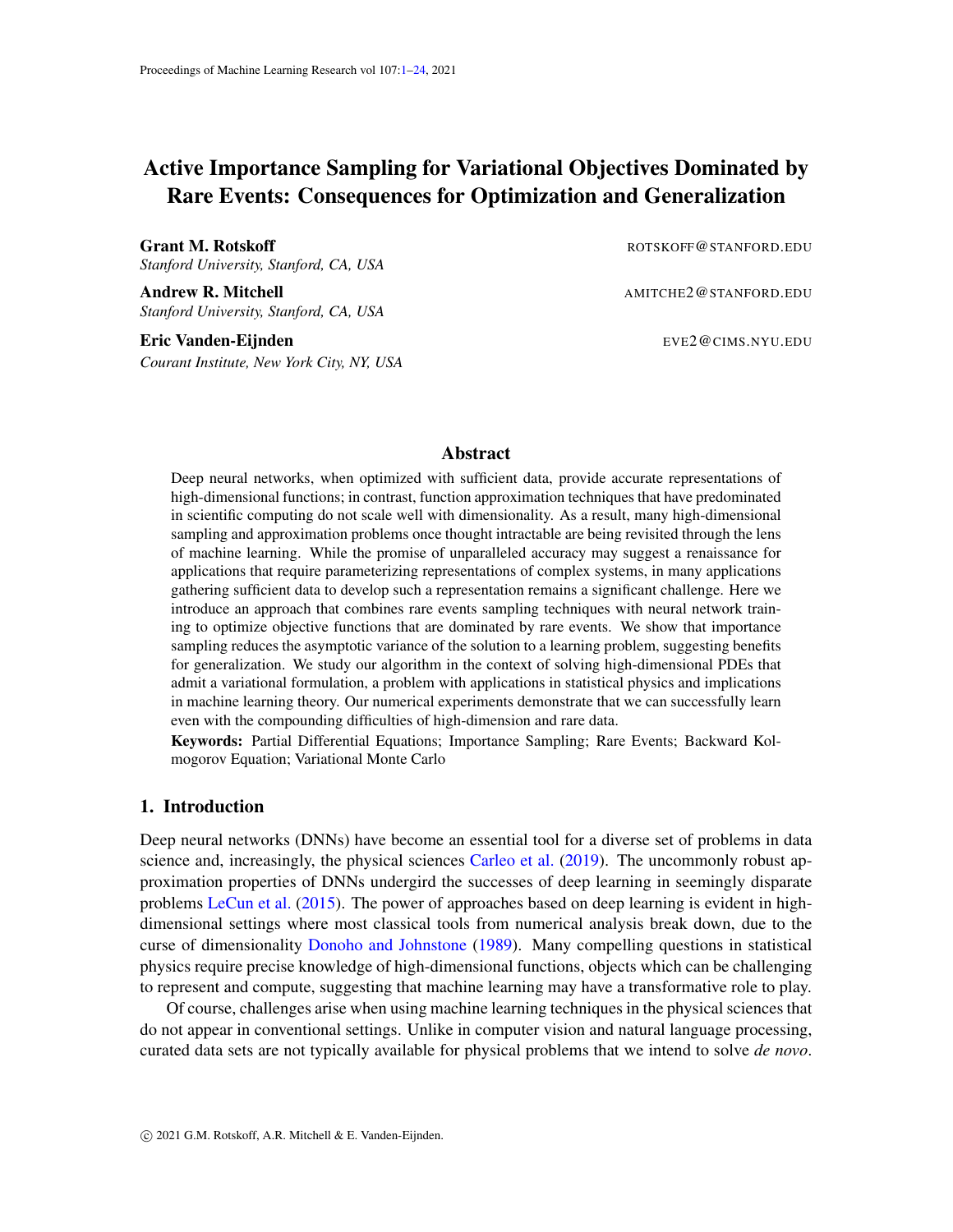# Active Importance Sampling for Variational Objectives Dominated by Rare Events: Consequences for Optimization and Generalization

**Grant M. Rotskoff** ROTSKOFF@STANFORD.EDU
*Stanford University, Stanford, CA, USA*

**Andrew R. Mitchell** AMITCHE2@STANFORD.EDU
*Stanford University, Stanford, CA, USA*

**Eric Vanden-Eijnden** EVE2@CIMS.NYU.EDU
*Courant Institute, New York City, NY, USA*

## Abstract

Deep neural networks, when optimized with sufficient data, provide accurate representations of high-dimensional functions; in contrast, function approximation techniques that have predominated in scientific computing do not scale well with dimensionality. As a result, many high-dimensional sampling and approximation problems once thought intractable are being revisited through the lens of machine learning. While the promise of unparalleled accuracy may suggest a renaissance for applications that require parameterizing representations of complex systems, in many applications gathering sufficient data to develop such a representation remains a significant challenge. Here we introduce an approach that combines rare events sampling techniques with neural network training to optimize objective functions that are dominated by rare events. We show that importance sampling reduces the asymptotic variance of the solution to a learning problem, suggesting benefits for generalization. We study our algorithm in the context of solving high-dimensional PDEs that admit a variational formulation, a problem with applications in statistical physics and implications in machine learning theory. Our numerical experiments demonstrate that we can successfully learn even with the compounding difficulties of high-dimension and rare data.

**Keywords:** Partial Differential Equations; Importance Sampling; Rare Events; Backward Kolmogorov Equation; Variational Monte Carlo

## 1. Introduction

Deep neural networks (DNNs) have become an essential tool for a diverse set of problems in data science and, increasingly, the physical sciences Carleo et al. (2019). The uncommonly robust approximation properties of DNNs undergird the successes of deep learning in seemingly disparate problems LeCun et al. (2015). The power of approaches based on deep learning is evident in high-dimensional settings where most classical tools from numerical analysis break down, due to the curse of dimensionality Donoho and Johnstone (1989). Many compelling questions in statistical physics require precise knowledge of high-dimensional functions, objects which can be challenging to represent and compute, suggesting that machine learning may have a transformative role to play.

Of course, challenges arise when using machine learning techniques in the physical sciences that do not appear in conventional settings. Unlike in computer vision and natural language processing, curated data sets are not typically available for physical problems that we intend to solve *de novo*.

© 2021 G.M. Rotskoff, A.R. Mitchell & E. Vanden-Eijnden.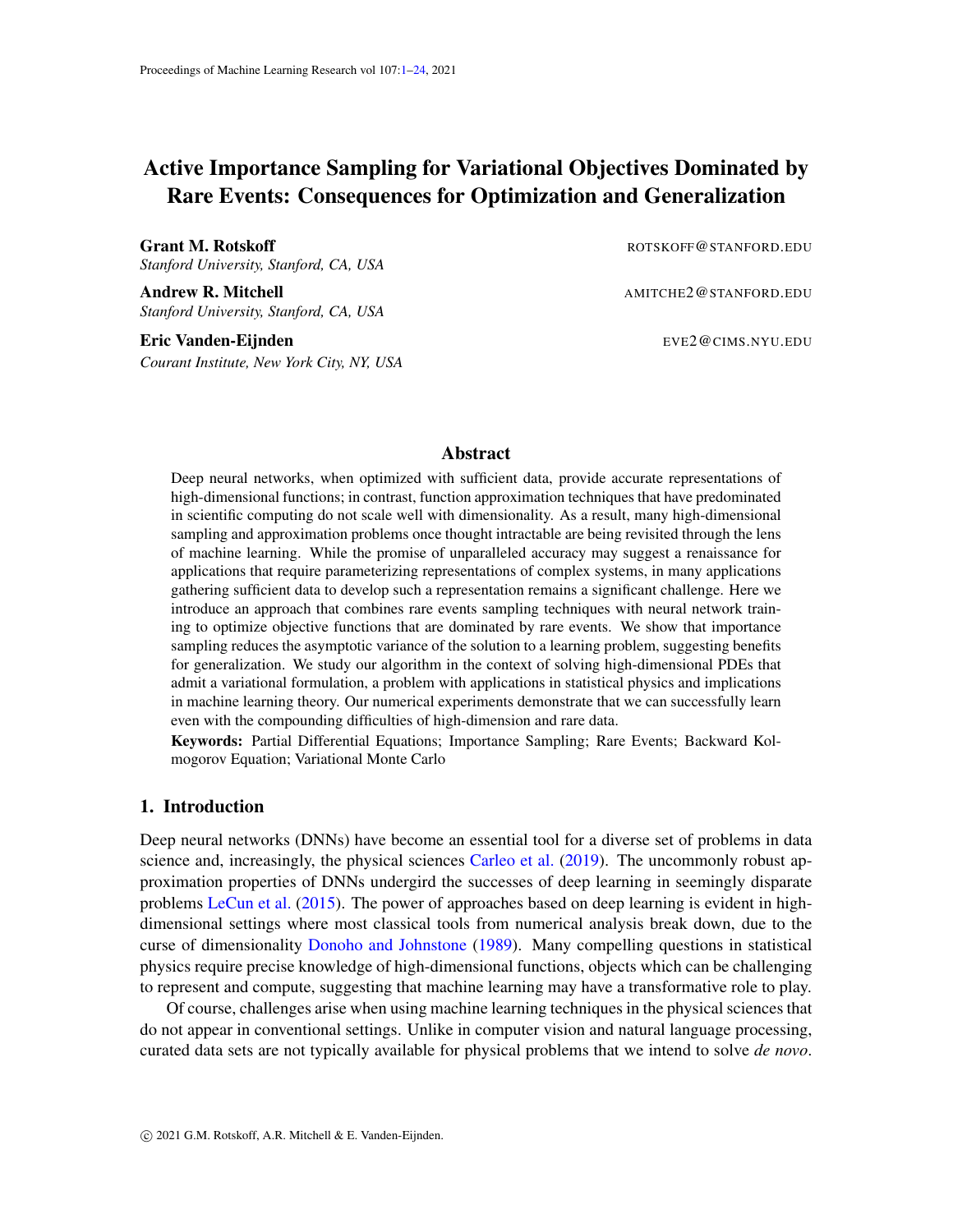# Active Importance Sampling for Variational Objectives Dominated by Rare Events: Consequences for Optimization and Generalization

**Grant M. Rotskoff** ROTSKOFF@STANFORD.EDU
*Stanford University, Stanford, CA, USA*

**Andrew R. Mitchell** AMITCHE2@STANFORD.EDU
*Stanford University, Stanford, CA, USA*

**Eric Vanden-Eijnden** EVE2@CIMS.NYU.EDU
*Courant Institute, New York City, NY, USA*

## Abstract

Deep neural networks, when optimized with sufficient data, provide accurate representations of high-dimensional functions; in contrast, function approximation techniques that have predominated in scientific computing do not scale well with dimensionality. As a result, many high-dimensional sampling and approximation problems once thought intractable are being revisited through the lens of machine learning. While the promise of unparalleled accuracy may suggest a renaissance for applications that require parameterizing representations of complex systems, in many applications gathering sufficient data to develop such a representation remains a significant challenge. Here we introduce an approach that combines rare events sampling techniques with neural network training to optimize objective functions that are dominated by rare events. We show that importance sampling reduces the asymptotic variance of the solution to a learning problem, suggesting benefits for generalization. We study our algorithm in the context of solving high-dimensional PDEs that admit a variational formulation, a problem with applications in statistical physics and implications in machine learning theory. Our numerical experiments demonstrate that we can successfully learn even with the compounding difficulties of high-dimension and rare data.

**Keywords:** Partial Differential Equations; Importance Sampling; Rare Events; Backward Kolmogorov Equation; Variational Monte Carlo

## 1. Introduction

Deep neural networks (DNNs) have become an essential tool for a diverse set of problems in data science and, increasingly, the physical sciences Carleo et al. (2019). The uncommonly robust approximation properties of DNNs undergird the successes of deep learning in seemingly disparate problems LeCun et al. (2015). The power of approaches based on deep learning is evident in high-dimensional settings where most classical tools from numerical analysis break down, due to the curse of dimensionality Donoho and Johnstone (1989). Many compelling questions in statistical physics require precise knowledge of high-dimensional functions, objects which can be challenging to represent and compute, suggesting that machine learning may have a transformative role to play.

Of course, challenges arise when using machine learning techniques in the physical sciences that do not appear in conventional settings. Unlike in computer vision and natural language processing, curated data sets are not typically available for physical problems that we intend to solve *de novo*.

© 2021 G.M. Rotskoff, A.R. Mitchell & E. Vanden-Eijnden.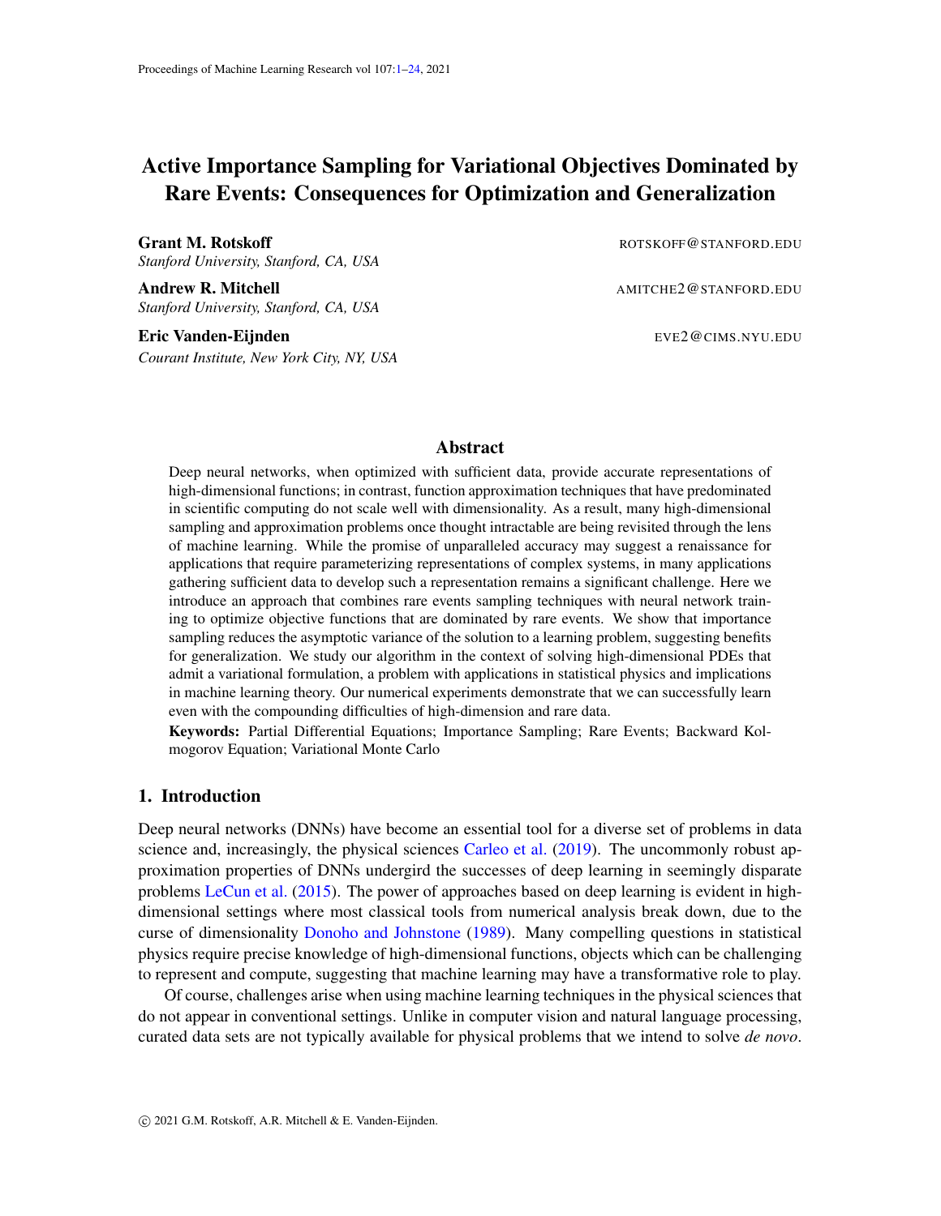# Active Importance Sampling for Variational Objectives Dominated by Rare Events: Consequences for Optimization and Generalization

**Grant M. Rotskoff** ROTSKOFF@STANFORD.EDU
*Stanford University, Stanford, CA, USA*

**Andrew R. Mitchell** AMITCHE2@STANFORD.EDU
*Stanford University, Stanford, CA, USA*

**Eric Vanden-Eijnden** EVE2@CIMS.NYU.EDU
*Courant Institute, New York City, NY, USA*

## Abstract

Deep neural networks, when optimized with sufficient data, provide accurate representations of high-dimensional functions; in contrast, function approximation techniques that have predominated in scientific computing do not scale well with dimensionality. As a result, many high-dimensional sampling and approximation problems once thought intractable are being revisited through the lens of machine learning. While the promise of unparalleled accuracy may suggest a renaissance for applications that require parameterizing representations of complex systems, in many applications gathering sufficient data to develop such a representation remains a significant challenge. Here we introduce an approach that combines rare events sampling techniques with neural network training to optimize objective functions that are dominated by rare events. We show that importance sampling reduces the asymptotic variance of the solution to a learning problem, suggesting benefits for generalization. We study our algorithm in the context of solving high-dimensional PDEs that admit a variational formulation, a problem with applications in statistical physics and implications in machine learning theory. Our numerical experiments demonstrate that we can successfully learn even with the compounding difficulties of high-dimension and rare data.

**Keywords:** Partial Differential Equations; Importance Sampling; Rare Events; Backward Kolmogorov Equation; Variational Monte Carlo

## 1. Introduction

Deep neural networks (DNNs) have become an essential tool for a diverse set of problems in data science and, increasingly, the physical sciences Carleo et al. (2019). The uncommonly robust approximation properties of DNNs undergird the successes of deep learning in seemingly disparate problems LeCun et al. (2015). The power of approaches based on deep learning is evident in high-dimensional settings where most classical tools from numerical analysis break down, due to the curse of dimensionality Donoho and Johnstone (1989). Many compelling questions in statistical physics require precise knowledge of high-dimensional functions, objects which can be challenging to represent and compute, suggesting that machine learning may have a transformative role to play.

Of course, challenges arise when using machine learning techniques in the physical sciences that do not appear in conventional settings. Unlike in computer vision and natural language processing, curated data sets are not typically available for physical problems that we intend to solve *de novo*.

© 2021 G.M. Rotskoff, A.R. Mitchell & E. Vanden-Eijnden.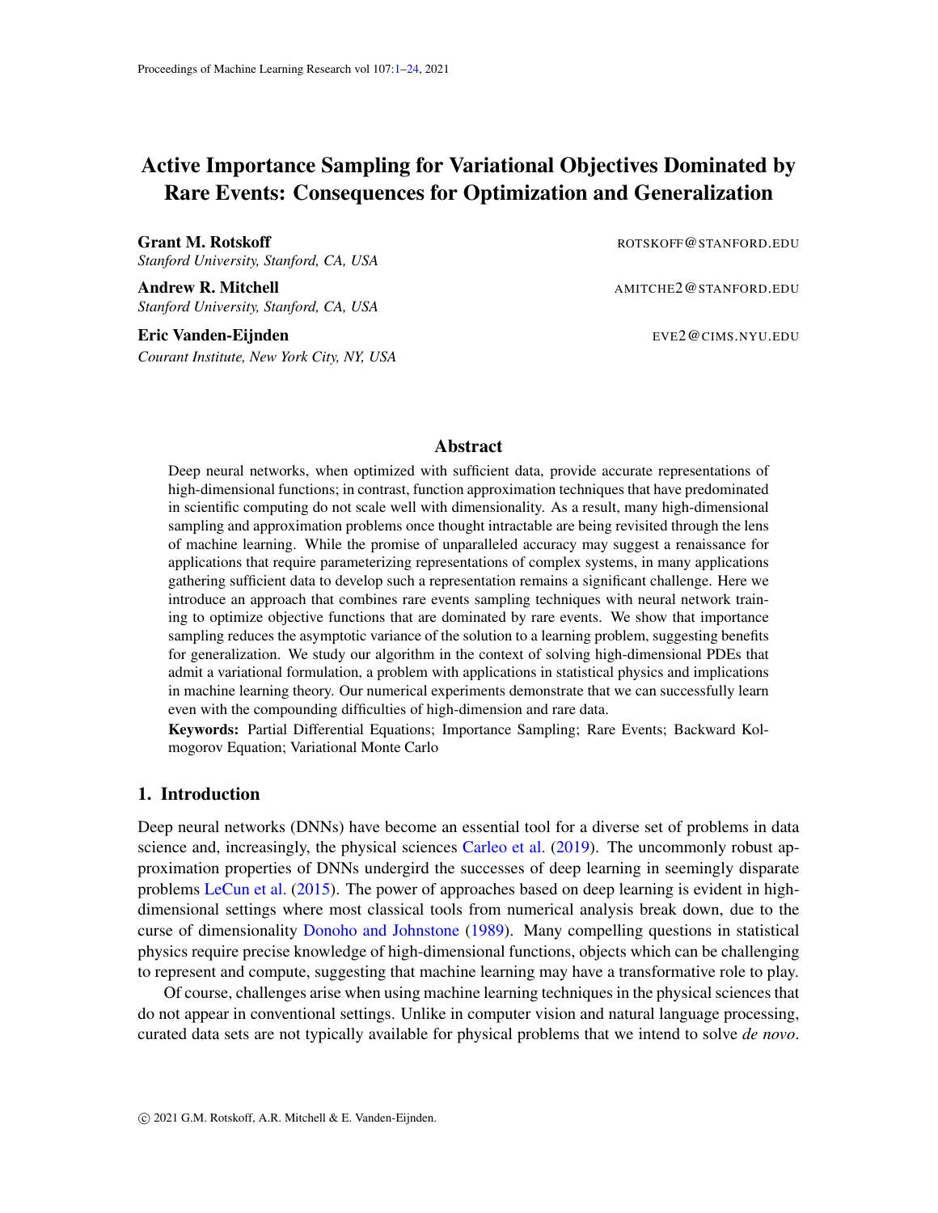# Active Importance Sampling for Variational Objectives Dominated by Rare Events: Consequences for Optimization and Generalization

**Grant M. Rotskoff** ROTSKOFF@STANFORD.EDU
*Stanford University, Stanford, CA, USA*

**Andrew R. Mitchell** AMITCHE2@STANFORD.EDU
*Stanford University, Stanford, CA, USA*

**Eric Vanden-Eijnden** EVE2@CIMS.NYU.EDU
*Courant Institute, New York City, NY, USA*

## Abstract

Deep neural networks, when optimized with sufficient data, provide accurate representations of high-dimensional functions; in contrast, function approximation techniques that have predominated in scientific computing do not scale well with dimensionality. As a result, many high-dimensional sampling and approximation problems once thought intractable are being revisited through the lens of machine learning. While the promise of unparalleled accuracy may suggest a renaissance for applications that require parameterizing representations of complex systems, in many applications gathering sufficient data to develop such a representation remains a significant challenge. Here we introduce an approach that combines rare events sampling techniques with neural network training to optimize objective functions that are dominated by rare events. We show that importance sampling reduces the asymptotic variance of the solution to a learning problem, suggesting benefits for generalization. We study our algorithm in the context of solving high-dimensional PDEs that admit a variational formulation, a problem with applications in statistical physics and implications in machine learning theory. Our numerical experiments demonstrate that we can successfully learn even with the compounding difficulties of high-dimension and rare data.

**Keywords:** Partial Differential Equations; Importance Sampling; Rare Events; Backward Kolmogorov Equation; Variational Monte Carlo

## 1. Introduction

Deep neural networks (DNNs) have become an essential tool for a diverse set of problems in data science and, increasingly, the physical sciences Carleo et al. (2019). The uncommonly robust approximation properties of DNNs undergird the successes of deep learning in seemingly disparate problems LeCun et al. (2015). The power of approaches based on deep learning is evident in high-dimensional settings where most classical tools from numerical analysis break down, due to the curse of dimensionality Donoho and Johnstone (1989). Many compelling questions in statistical physics require precise knowledge of high-dimensional functions, objects which can be challenging to represent and compute, suggesting that machine learning may have a transformative role to play.

Of course, challenges arise when using machine learning techniques in the physical sciences that do not appear in conventional settings. Unlike in computer vision and natural language processing, curated data sets are not typically available for physical problems that we intend to solve *de novo*.

© 2021 G.M. Rotskoff, A.R. Mitchell & E. Vanden-Eijnden.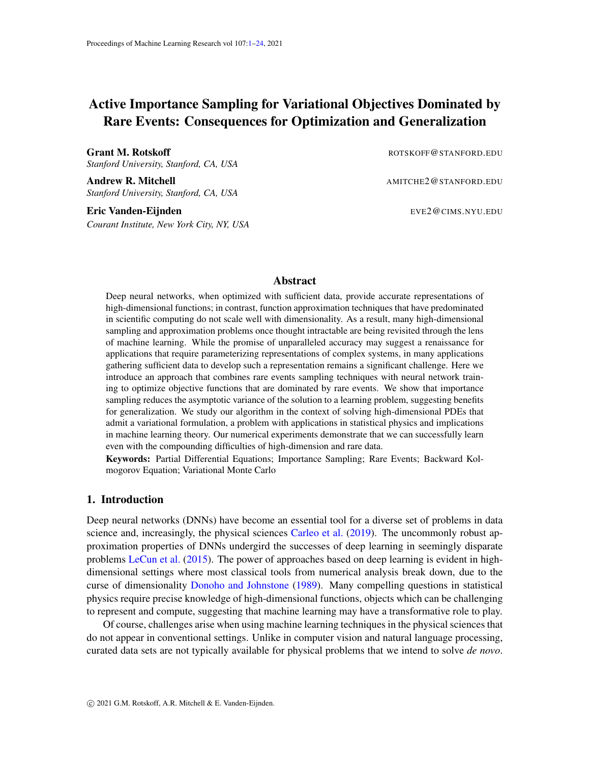# Active Importance Sampling for Variational Objectives Dominated by Rare Events: Consequences for Optimization and Generalization

**Grant M. Rotskoff** ROTSKOFF@STANFORD.EDU
*Stanford University, Stanford, CA, USA*

**Andrew R. Mitchell** AMITCHE2@STANFORD.EDU
*Stanford University, Stanford, CA, USA*

**Eric Vanden-Eijnden** EVE2@CIMS.NYU.EDU
*Courant Institute, New York City, NY, USA*

## Abstract

Deep neural networks, when optimized with sufficient data, provide accurate representations of high-dimensional functions; in contrast, function approximation techniques that have predominated in scientific computing do not scale well with dimensionality. As a result, many high-dimensional sampling and approximation problems once thought intractable are being revisited through the lens of machine learning. While the promise of unparalleled accuracy may suggest a renaissance for applications that require parameterizing representations of complex systems, in many applications gathering sufficient data to develop such a representation remains a significant challenge. Here we introduce an approach that combines rare events sampling techniques with neural network training to optimize objective functions that are dominated by rare events. We show that importance sampling reduces the asymptotic variance of the solution to a learning problem, suggesting benefits for generalization. We study our algorithm in the context of solving high-dimensional PDEs that admit a variational formulation, a problem with applications in statistical physics and implications in machine learning theory. Our numerical experiments demonstrate that we can successfully learn even with the compounding difficulties of high-dimension and rare data.

**Keywords:** Partial Differential Equations; Importance Sampling; Rare Events; Backward Kolmogorov Equation; Variational Monte Carlo

## 1. Introduction

Deep neural networks (DNNs) have become an essential tool for a diverse set of problems in data science and, increasingly, the physical sciences Carleo et al. (2019). The uncommonly robust approximation properties of DNNs undergird the successes of deep learning in seemingly disparate problems LeCun et al. (2015). The power of approaches based on deep learning is evident in high-dimensional settings where most classical tools from numerical analysis break down, due to the curse of dimensionality Donoho and Johnstone (1989). Many compelling questions in statistical physics require precise knowledge of high-dimensional functions, objects which can be challenging to represent and compute, suggesting that machine learning may have a transformative role to play.

Of course, challenges arise when using machine learning techniques in the physical sciences that do not appear in conventional settings. Unlike in computer vision and natural language processing, curated data sets are not typically available for physical problems that we intend to solve *de novo*.

© 2021 G.M. Rotskoff, A.R. Mitchell & E. Vanden-Eijnden.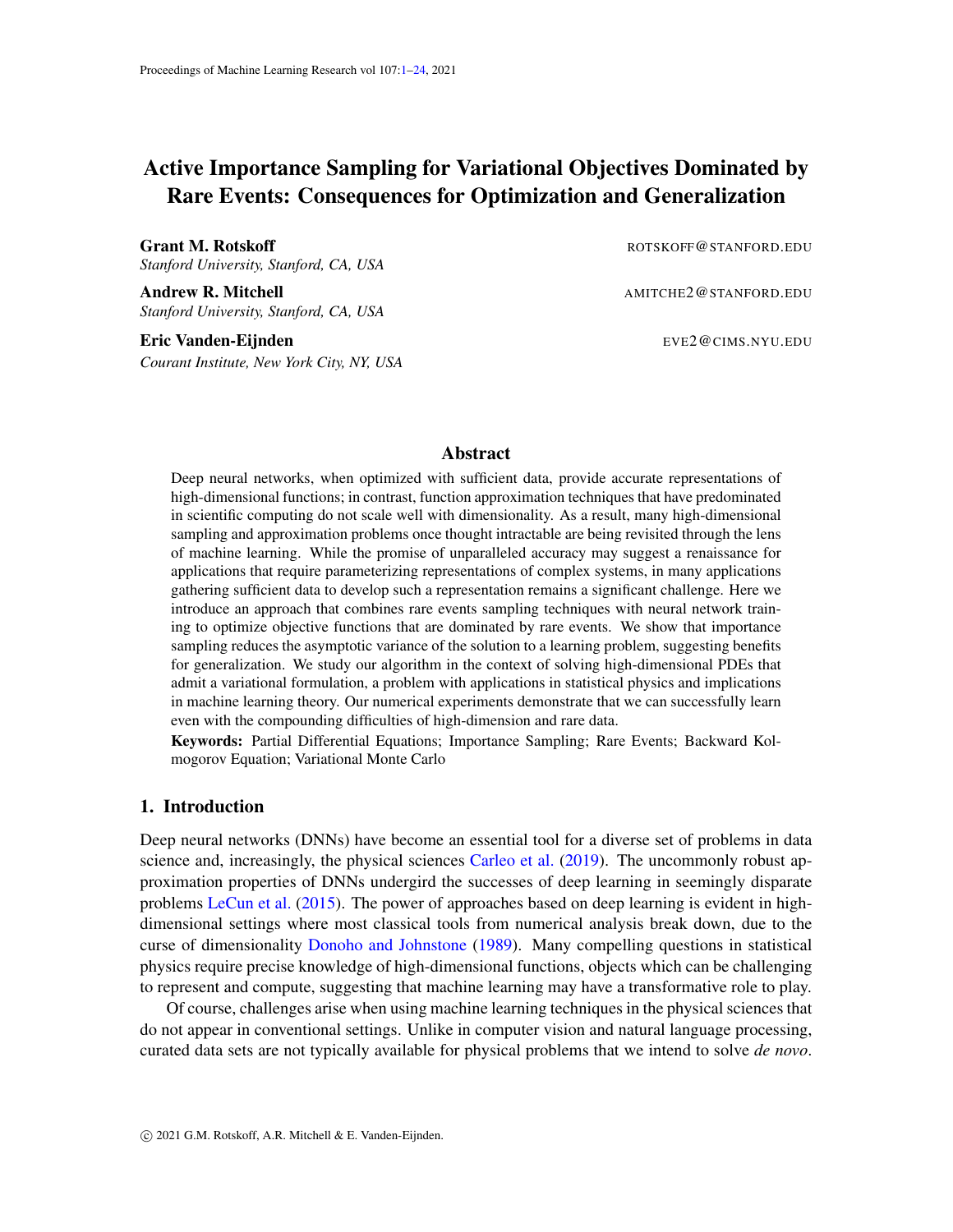# Active Importance Sampling for Variational Objectives Dominated by Rare Events: Consequences for Optimization and Generalization

**Grant M. Rotskoff** ROTSKOFF@STANFORD.EDU  
*Stanford University, Stanford, CA, USA*

**Andrew R. Mitchell** AMITCHE2@STANFORD.EDU  
*Stanford University, Stanford, CA, USA*

**Eric Vanden-Eijnden** EVE2@CIMS.NYU.EDU  
*Courant Institute, New York City, NY, USA*

## Abstract

Deep neural networks, when optimized with sufficient data, provide accurate representations of high-dimensional functions; in contrast, function approximation techniques that have predominated in scientific computing do not scale well with dimensionality. As a result, many high-dimensional sampling and approximation problems once thought intractable are being revisited through the lens of machine learning. While the promise of unparalleled accuracy may suggest a renaissance for applications that require parameterizing representations of complex systems, in many applications gathering sufficient data to develop such a representation remains a significant challenge. Here we introduce an approach that combines rare events sampling techniques with neural network training to optimize objective functions that are dominated by rare events. We show that importance sampling reduces the asymptotic variance of the solution to a learning problem, suggesting benefits for generalization. We study our algorithm in the context of solving high-dimensional PDEs that admit a variational formulation, a problem with applications in statistical physics and implications in machine learning theory. Our numerical experiments demonstrate that we can successfully learn even with the compounding difficulties of high-dimension and rare data.

**Keywords:** Partial Differential Equations; Importance Sampling; Rare Events; Backward Kolmogorov Equation; Variational Monte Carlo

## 1. Introduction

Deep neural networks (DNNs) have become an essential tool for a diverse set of problems in data science and, increasingly, the physical sciences Carleo et al. (2019). The uncommonly robust approximation properties of DNNs undergird the successes of deep learning in seemingly disparate problems LeCun et al. (2015). The power of approaches based on deep learning is evident in high-dimensional settings where most classical tools from numerical analysis break down, due to the curse of dimensionality Donoho and Johnstone (1989). Many compelling questions in statistical physics require precise knowledge of high-dimensional functions, objects which can be challenging to represent and compute, suggesting that machine learning may have a transformative role to play.

Of course, challenges arise when using machine learning techniques in the physical sciences that do not appear in conventional settings. Unlike in computer vision and natural language processing, curated data sets are not typically available for physical problems that we intend to solve *de novo*.

© 2021 G.M. Rotskoff, A.R. Mitchell & E. Vanden-Eijnden.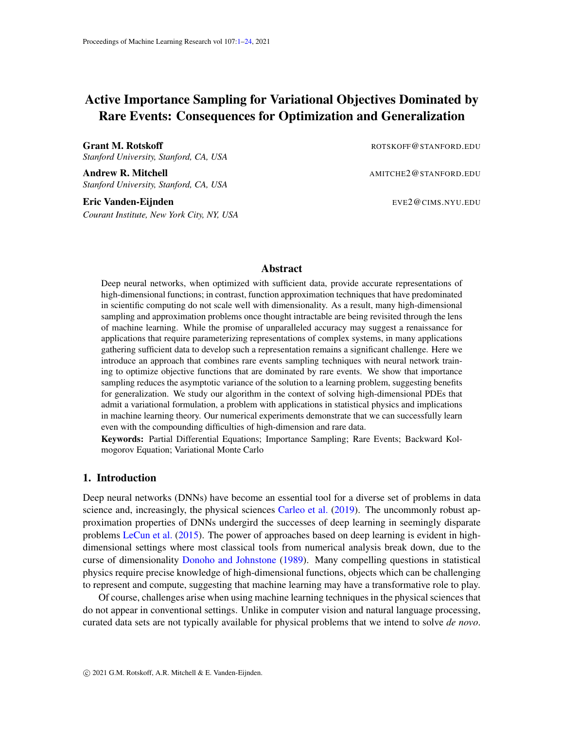# Active Importance Sampling for Variational Objectives Dominated by Rare Events: Consequences for Optimization and Generalization

**Grant M. Rotskoff** ROTSKOFF@STANFORD.EDU
*Stanford University, Stanford, CA, USA*

**Andrew R. Mitchell** AMITCHE2@STANFORD.EDU
*Stanford University, Stanford, CA, USA*

**Eric Vanden-Eijnden** EVE2@CIMS.NYU.EDU
*Courant Institute, New York City, NY, USA*

## Abstract

Deep neural networks, when optimized with sufficient data, provide accurate representations of high-dimensional functions; in contrast, function approximation techniques that have predominated in scientific computing do not scale well with dimensionality. As a result, many high-dimensional sampling and approximation problems once thought intractable are being revisited through the lens of machine learning. While the promise of unparalleled accuracy may suggest a renaissance for applications that require parameterizing representations of complex systems, in many applications gathering sufficient data to develop such a representation remains a significant challenge. Here we introduce an approach that combines rare events sampling techniques with neural network training to optimize objective functions that are dominated by rare events. We show that importance sampling reduces the asymptotic variance of the solution to a learning problem, suggesting benefits for generalization. We study our algorithm in the context of solving high-dimensional PDEs that admit a variational formulation, a problem with applications in statistical physics and implications in machine learning theory. Our numerical experiments demonstrate that we can successfully learn even with the compounding difficulties of high-dimension and rare data.

**Keywords:** Partial Differential Equations; Importance Sampling; Rare Events; Backward Kolmogorov Equation; Variational Monte Carlo

## 1. Introduction

Deep neural networks (DNNs) have become an essential tool for a diverse set of problems in data science and, increasingly, the physical sciences Carleo et al. (2019). The uncommonly robust approximation properties of DNNs undergird the successes of deep learning in seemingly disparate problems LeCun et al. (2015). The power of approaches based on deep learning is evident in high-dimensional settings where most classical tools from numerical analysis break down, due to the curse of dimensionality Donoho and Johnstone (1989). Many compelling questions in statistical physics require precise knowledge of high-dimensional functions, objects which can be challenging to represent and compute, suggesting that machine learning may have a transformative role to play.

Of course, challenges arise when using machine learning techniques in the physical sciences that do not appear in conventional settings. Unlike in computer vision and natural language processing, curated data sets are not typically available for physical problems that we intend to solve *de novo*.

© 2021 G.M. Rotskoff, A.R. Mitchell & E. Vanden-Eijnden.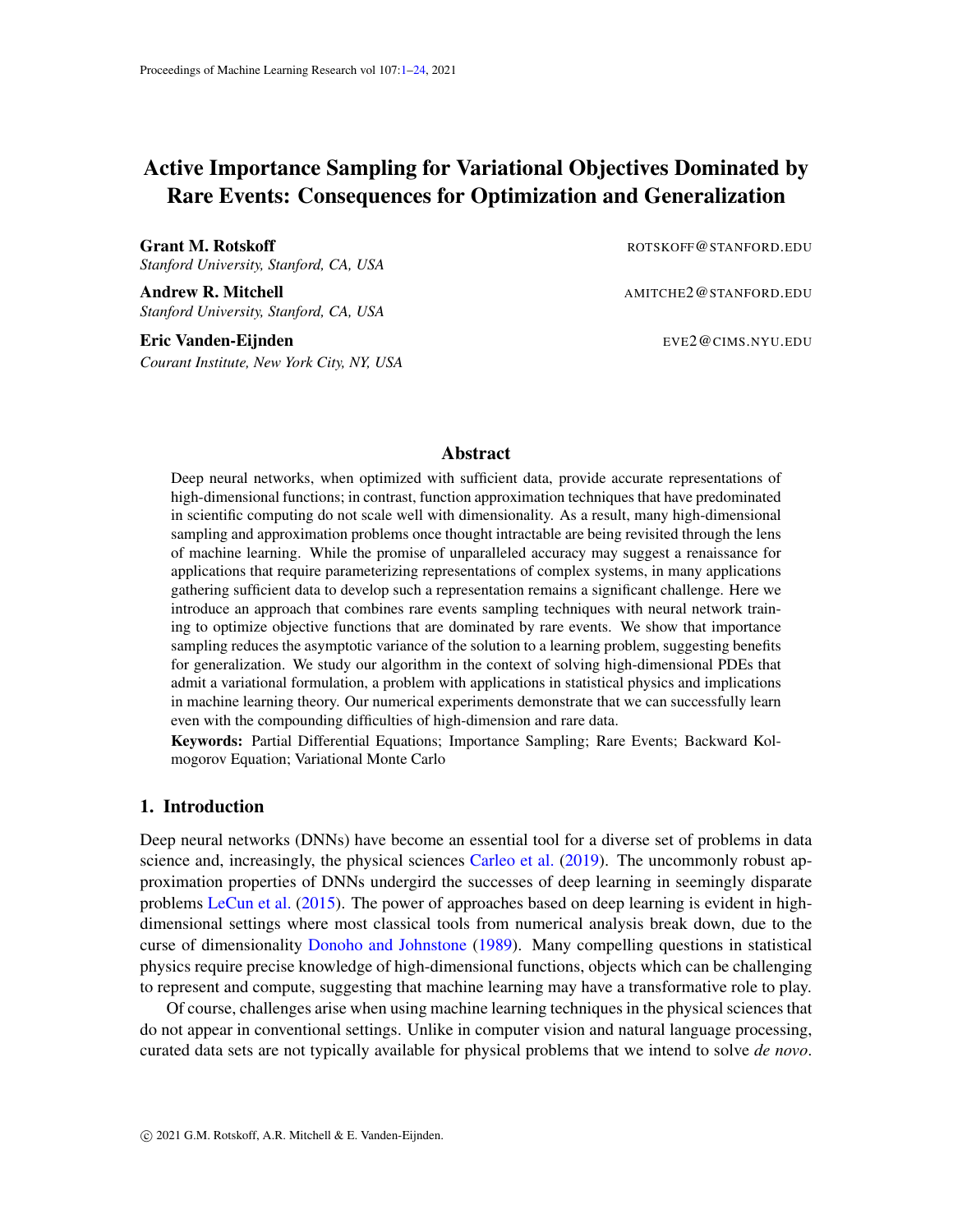# Active Importance Sampling for Variational Objectives Dominated by Rare Events: Consequences for Optimization and Generalization

**Grant M. Rotskoff** ROTSKOFF@STANFORD.EDU
*Stanford University, Stanford, CA, USA*

**Andrew R. Mitchell** AMITCHE2@STANFORD.EDU
*Stanford University, Stanford, CA, USA*

**Eric Vanden-Eijnden** EVE2@CIMS.NYU.EDU
*Courant Institute, New York City, NY, USA*

## Abstract

Deep neural networks, when optimized with sufficient data, provide accurate representations of high-dimensional functions; in contrast, function approximation techniques that have predominated in scientific computing do not scale well with dimensionality. As a result, many high-dimensional sampling and approximation problems once thought intractable are being revisited through the lens of machine learning. While the promise of unparalleled accuracy may suggest a renaissance for applications that require parameterizing representations of complex systems, in many applications gathering sufficient data to develop such a representation remains a significant challenge. Here we introduce an approach that combines rare events sampling techniques with neural network training to optimize objective functions that are dominated by rare events. We show that importance sampling reduces the asymptotic variance of the solution to a learning problem, suggesting benefits for generalization. We study our algorithm in the context of solving high-dimensional PDEs that admit a variational formulation, a problem with applications in statistical physics and implications in machine learning theory. Our numerical experiments demonstrate that we can successfully learn even with the compounding difficulties of high-dimension and rare data.

**Keywords:** Partial Differential Equations; Importance Sampling; Rare Events; Backward Kolmogorov Equation; Variational Monte Carlo

## 1. Introduction

Deep neural networks (DNNs) have become an essential tool for a diverse set of problems in data science and, increasingly, the physical sciences Carleo et al. (2019). The uncommonly robust approximation properties of DNNs undergird the successes of deep learning in seemingly disparate problems LeCun et al. (2015). The power of approaches based on deep learning is evident in high-dimensional settings where most classical tools from numerical analysis break down, due to the curse of dimensionality Donoho and Johnstone (1989). Many compelling questions in statistical physics require precise knowledge of high-dimensional functions, objects which can be challenging to represent and compute, suggesting that machine learning may have a transformative role to play.

Of course, challenges arise when using machine learning techniques in the physical sciences that do not appear in conventional settings. Unlike in computer vision and natural language processing, curated data sets are not typically available for physical problems that we intend to solve *de novo*.

© 2021 G.M. Rotskoff, A.R. Mitchell & E. Vanden-Eijnden.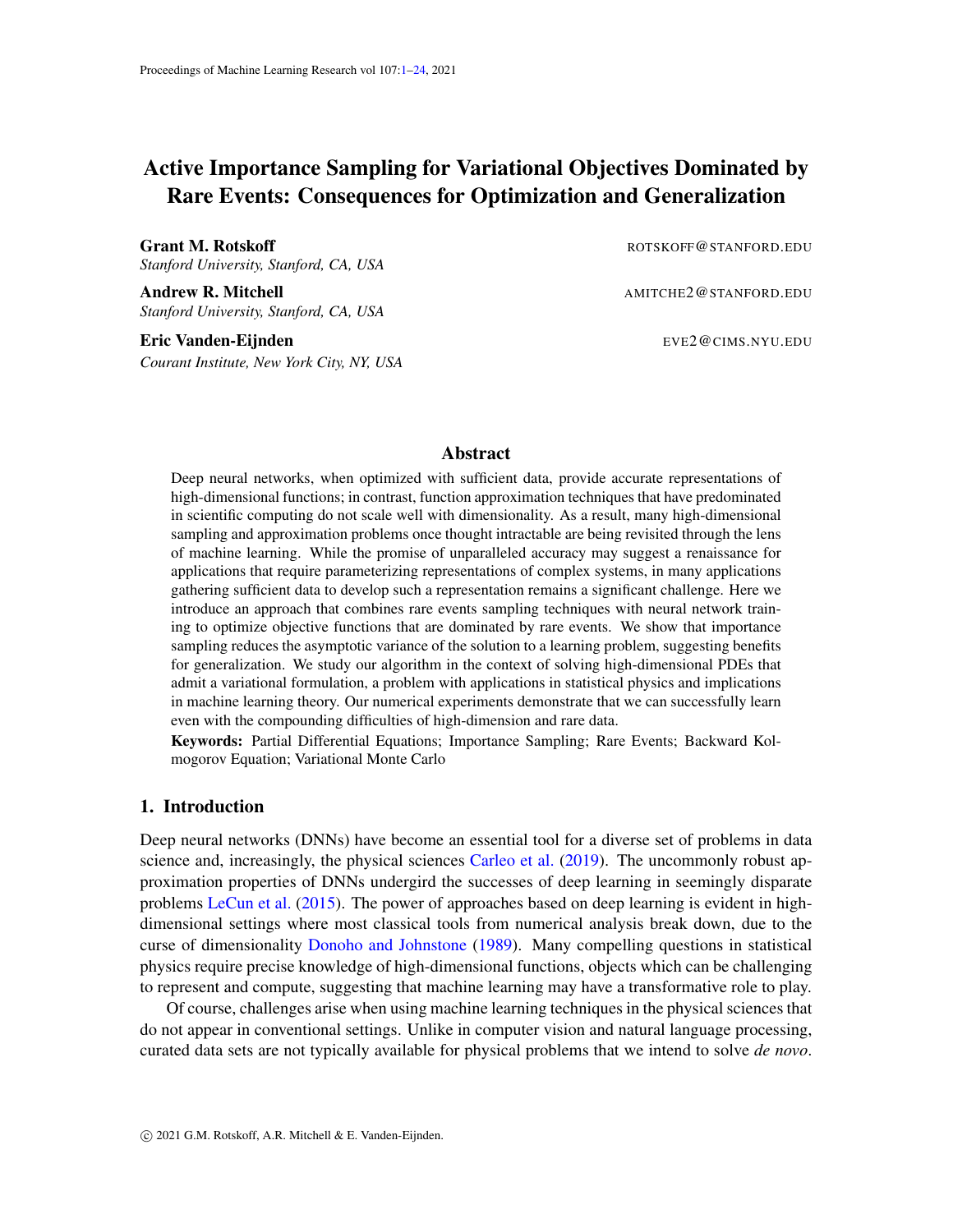# Active Importance Sampling for Variational Objectives Dominated by Rare Events: Consequences for Optimization and Generalization

**Grant M. Rotskoff** ROTSKOFF@STANFORD.EDU
*Stanford University, Stanford, CA, USA*

**Andrew R. Mitchell** AMITCHE2@STANFORD.EDU
*Stanford University, Stanford, CA, USA*

**Eric Vanden-Eijnden** EVE2@CIMS.NYU.EDU
*Courant Institute, New York City, NY, USA*

## Abstract

Deep neural networks, when optimized with sufficient data, provide accurate representations of high-dimensional functions; in contrast, function approximation techniques that have predominated in scientific computing do not scale well with dimensionality. As a result, many high-dimensional sampling and approximation problems once thought intractable are being revisited through the lens of machine learning. While the promise of unparalleled accuracy may suggest a renaissance for applications that require parameterizing representations of complex systems, in many applications gathering sufficient data to develop such a representation remains a significant challenge. Here we introduce an approach that combines rare events sampling techniques with neural network training to optimize objective functions that are dominated by rare events. We show that importance sampling reduces the asymptotic variance of the solution to a learning problem, suggesting benefits for generalization. We study our algorithm in the context of solving high-dimensional PDEs that admit a variational formulation, a problem with applications in statistical physics and implications in machine learning theory. Our numerical experiments demonstrate that we can successfully learn even with the compounding difficulties of high-dimension and rare data.

**Keywords:** Partial Differential Equations; Importance Sampling; Rare Events; Backward Kolmogorov Equation; Variational Monte Carlo

## 1. Introduction

Deep neural networks (DNNs) have become an essential tool for a diverse set of problems in data science and, increasingly, the physical sciences Carleo et al. (2019). The uncommonly robust approximation properties of DNNs undergird the successes of deep learning in seemingly disparate problems LeCun et al. (2015). The power of approaches based on deep learning is evident in high-dimensional settings where most classical tools from numerical analysis break down, due to the curse of dimensionality Donoho and Johnstone (1989). Many compelling questions in statistical physics require precise knowledge of high-dimensional functions, objects which can be challenging to represent and compute, suggesting that machine learning may have a transformative role to play.

Of course, challenges arise when using machine learning techniques in the physical sciences that do not appear in conventional settings. Unlike in computer vision and natural language processing, curated data sets are not typically available for physical problems that we intend to solve *de novo*.

© 2021 G.M. Rotskoff, A.R. Mitchell & E. Vanden-Eijnden.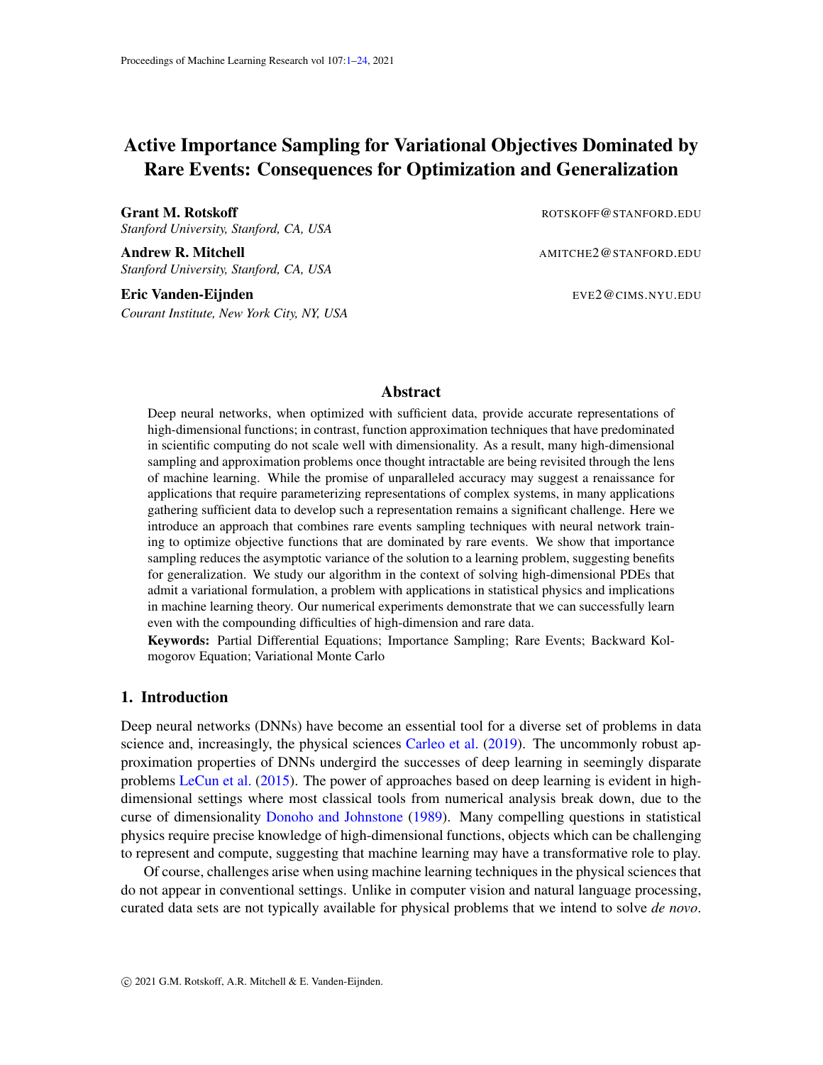# Active Importance Sampling for Variational Objectives Dominated by Rare Events: Consequences for Optimization and Generalization

**Grant M. Rotskoff** ROTSKOFF@STANFORD.EDU
*Stanford University, Stanford, CA, USA*

**Andrew R. Mitchell** AMITCHE2@STANFORD.EDU
*Stanford University, Stanford, CA, USA*

**Eric Vanden-Eijnden** EVE2@CIMS.NYU.EDU
*Courant Institute, New York City, NY, USA*

## Abstract

Deep neural networks, when optimized with sufficient data, provide accurate representations of high-dimensional functions; in contrast, function approximation techniques that have predominated in scientific computing do not scale well with dimensionality. As a result, many high-dimensional sampling and approximation problems once thought intractable are being revisited through the lens of machine learning. While the promise of unparalleled accuracy may suggest a renaissance for applications that require parameterizing representations of complex systems, in many applications gathering sufficient data to develop such a representation remains a significant challenge. Here we introduce an approach that combines rare events sampling techniques with neural network training to optimize objective functions that are dominated by rare events. We show that importance sampling reduces the asymptotic variance of the solution to a learning problem, suggesting benefits for generalization. We study our algorithm in the context of solving high-dimensional PDEs that admit a variational formulation, a problem with applications in statistical physics and implications in machine learning theory. Our numerical experiments demonstrate that we can successfully learn even with the compounding difficulties of high-dimension and rare data.

**Keywords:** Partial Differential Equations; Importance Sampling; Rare Events; Backward Kolmogorov Equation; Variational Monte Carlo

## 1. Introduction

Deep neural networks (DNNs) have become an essential tool for a diverse set of problems in data science and, increasingly, the physical sciences Carleo et al. (2019). The uncommonly robust approximation properties of DNNs undergird the successes of deep learning in seemingly disparate problems LeCun et al. (2015). The power of approaches based on deep learning is evident in high-dimensional settings where most classical tools from numerical analysis break down, due to the curse of dimensionality Donoho and Johnstone (1989). Many compelling questions in statistical physics require precise knowledge of high-dimensional functions, objects which can be challenging to represent and compute, suggesting that machine learning may have a transformative role to play.

Of course, challenges arise when using machine learning techniques in the physical sciences that do not appear in conventional settings. Unlike in computer vision and natural language processing, curated data sets are not typically available for physical problems that we intend to solve *de novo*.

© 2021 G.M. Rotskoff, A.R. Mitchell & E. Vanden-Eijnden.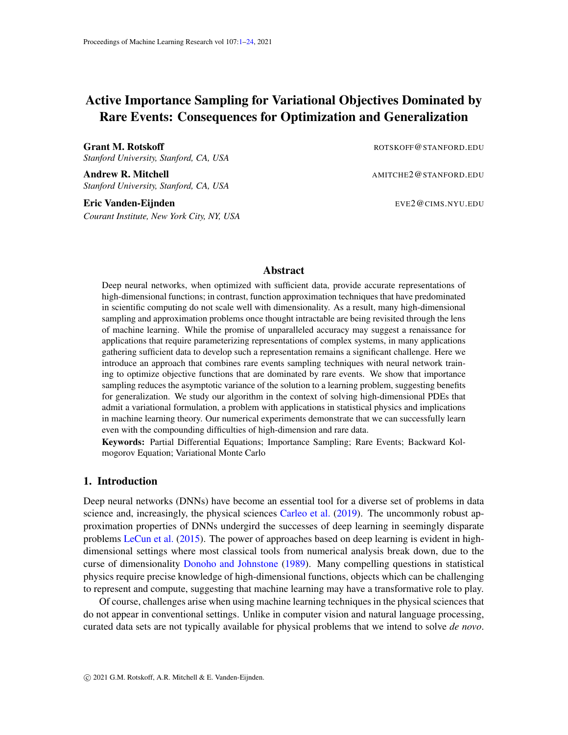# Active Importance Sampling for Variational Objectives Dominated by Rare Events: Consequences for Optimization and Generalization

**Grant M. Rotskoff** ROTSKOFF@STANFORD.EDU
*Stanford University, Stanford, CA, USA*

**Andrew R. Mitchell** AMITCHE2@STANFORD.EDU
*Stanford University, Stanford, CA, USA*

**Eric Vanden-Eijnden** EVE2@CIMS.NYU.EDU
*Courant Institute, New York City, NY, USA*

## Abstract

Deep neural networks, when optimized with sufficient data, provide accurate representations of high-dimensional functions; in contrast, function approximation techniques that have predominated in scientific computing do not scale well with dimensionality. As a result, many high-dimensional sampling and approximation problems once thought intractable are being revisited through the lens of machine learning. While the promise of unparalleled accuracy may suggest a renaissance for applications that require parameterizing representations of complex systems, in many applications gathering sufficient data to develop such a representation remains a significant challenge. Here we introduce an approach that combines rare events sampling techniques with neural network training to optimize objective functions that are dominated by rare events. We show that importance sampling reduces the asymptotic variance of the solution to a learning problem, suggesting benefits for generalization. We study our algorithm in the context of solving high-dimensional PDEs that admit a variational formulation, a problem with applications in statistical physics and implications in machine learning theory. Our numerical experiments demonstrate that we can successfully learn even with the compounding difficulties of high-dimension and rare data.

**Keywords:** Partial Differential Equations; Importance Sampling; Rare Events; Backward Kolmogorov Equation; Variational Monte Carlo

## 1. Introduction

Deep neural networks (DNNs) have become an essential tool for a diverse set of problems in data science and, increasingly, the physical sciences Carleo et al. (2019). The uncommonly robust approximation properties of DNNs undergird the successes of deep learning in seemingly disparate problems LeCun et al. (2015). The power of approaches based on deep learning is evident in high-dimensional settings where most classical tools from numerical analysis break down, due to the curse of dimensionality Donoho and Johnstone (1989). Many compelling questions in statistical physics require precise knowledge of high-dimensional functions, objects which can be challenging to represent and compute, suggesting that machine learning may have a transformative role to play.

Of course, challenges arise when using machine learning techniques in the physical sciences that do not appear in conventional settings. Unlike in computer vision and natural language processing, curated data sets are not typically available for physical problems that we intend to solve *de novo*.

© 2021 G.M. Rotskoff, A.R. Mitchell & E. Vanden-Eijnden.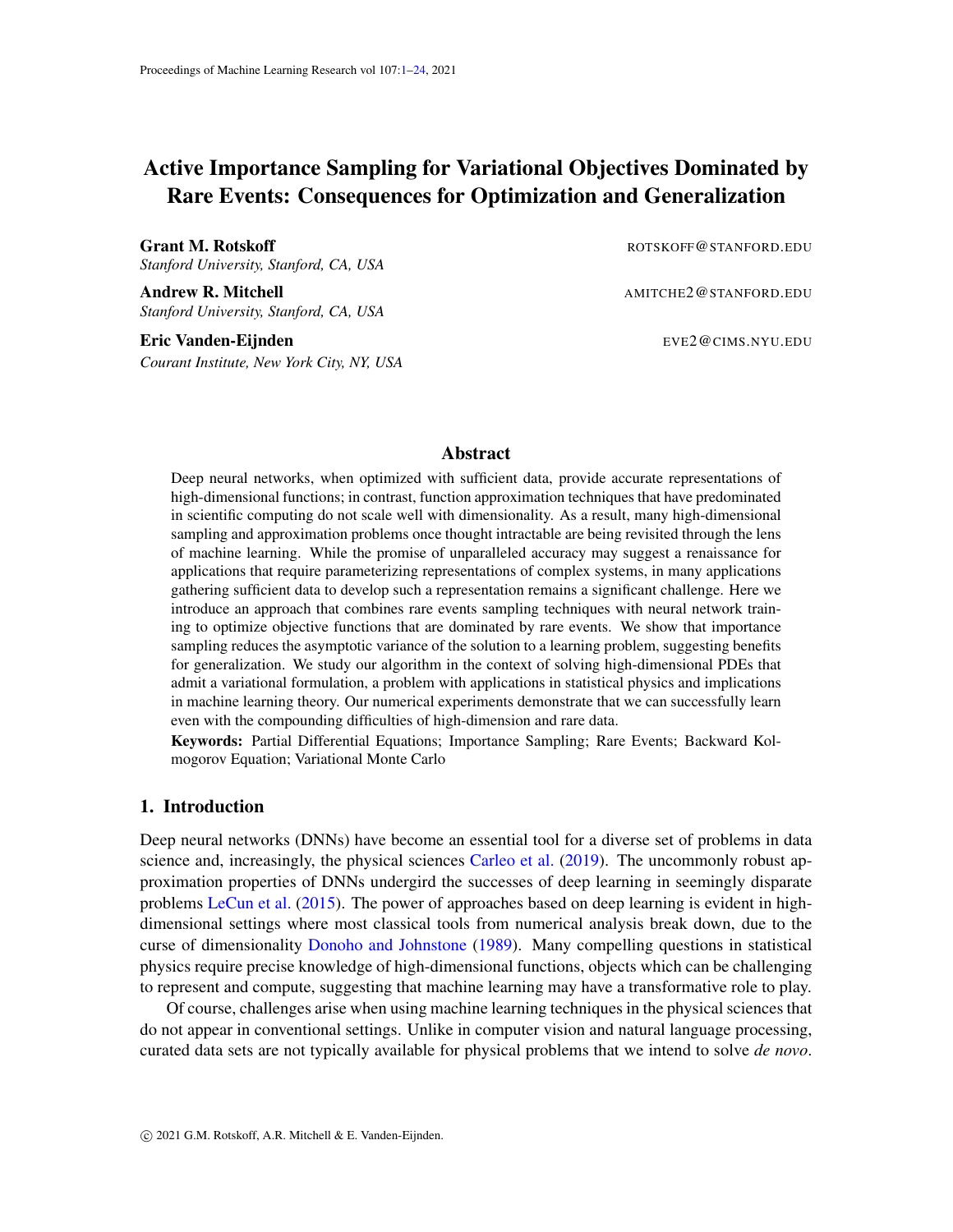# Active Importance Sampling for Variational Objectives Dominated by Rare Events: Consequences for Optimization and Generalization

**Grant M. Rotskoff** ROTSKOFF@STANFORD.EDU
*Stanford University, Stanford, CA, USA*

**Andrew R. Mitchell** AMITCHE2@STANFORD.EDU
*Stanford University, Stanford, CA, USA*

**Eric Vanden-Eijnden** EVE2@CIMS.NYU.EDU
*Courant Institute, New York City, NY, USA*

## Abstract

Deep neural networks, when optimized with sufficient data, provide accurate representations of high-dimensional functions; in contrast, function approximation techniques that have predominated in scientific computing do not scale well with dimensionality. As a result, many high-dimensional sampling and approximation problems once thought intractable are being revisited through the lens of machine learning. While the promise of unparalleled accuracy may suggest a renaissance for applications that require parameterizing representations of complex systems, in many applications gathering sufficient data to develop such a representation remains a significant challenge. Here we introduce an approach that combines rare events sampling techniques with neural network training to optimize objective functions that are dominated by rare events. We show that importance sampling reduces the asymptotic variance of the solution to a learning problem, suggesting benefits for generalization. We study our algorithm in the context of solving high-dimensional PDEs that admit a variational formulation, a problem with applications in statistical physics and implications in machine learning theory. Our numerical experiments demonstrate that we can successfully learn even with the compounding difficulties of high-dimension and rare data.

**Keywords:** Partial Differential Equations; Importance Sampling; Rare Events; Backward Kolmogorov Equation; Variational Monte Carlo

## 1. Introduction

Deep neural networks (DNNs) have become an essential tool for a diverse set of problems in data science and, increasingly, the physical sciences Carleo et al. (2019). The uncommonly robust approximation properties of DNNs undergird the successes of deep learning in seemingly disparate problems LeCun et al. (2015). The power of approaches based on deep learning is evident in high-dimensional settings where most classical tools from numerical analysis break down, due to the curse of dimensionality Donoho and Johnstone (1989). Many compelling questions in statistical physics require precise knowledge of high-dimensional functions, objects which can be challenging to represent and compute, suggesting that machine learning may have a transformative role to play.

Of course, challenges arise when using machine learning techniques in the physical sciences that do not appear in conventional settings. Unlike in computer vision and natural language processing, curated data sets are not typically available for physical problems that we intend to solve *de novo*.

© 2021 G.M. Rotskoff, A.R. Mitchell & E. Vanden-Eijnden.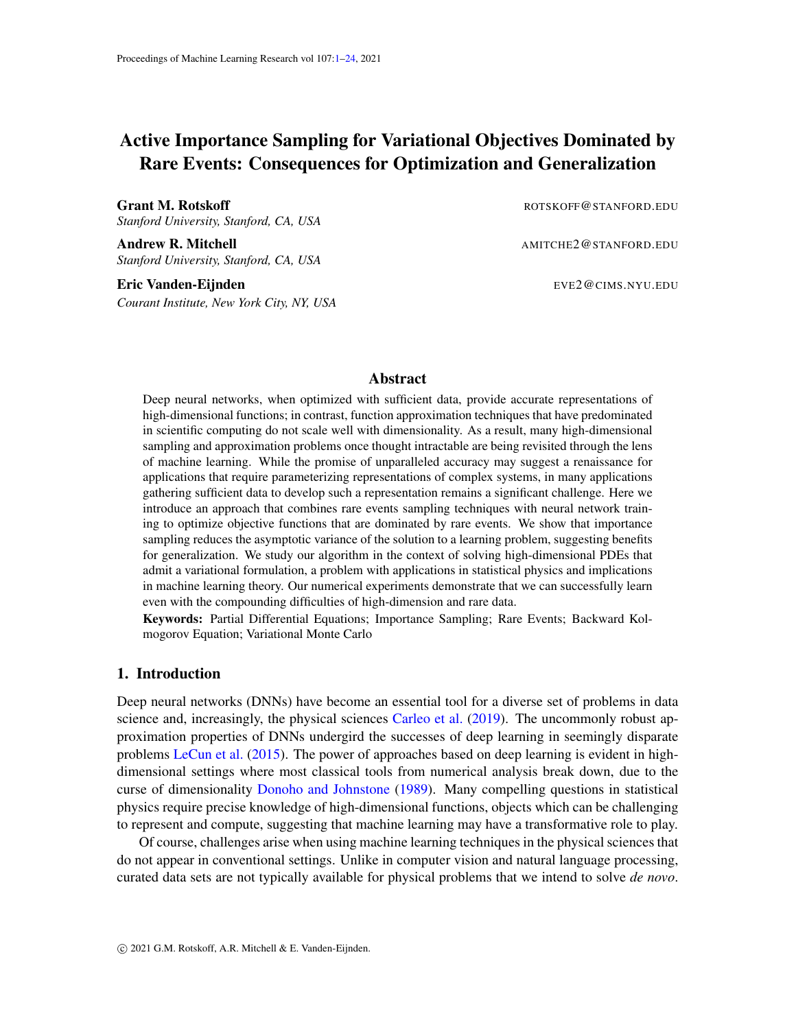# Active Importance Sampling for Variational Objectives Dominated by Rare Events: Consequences for Optimization and Generalization

**Grant M. Rotskoff** ROTSKOFF@STANFORD.EDU
*Stanford University, Stanford, CA, USA*

**Andrew R. Mitchell** AMITCHE2@STANFORD.EDU
*Stanford University, Stanford, CA, USA*

**Eric Vanden-Eijnden** EVE2@CIMS.NYU.EDU
*Courant Institute, New York City, NY, USA*

## Abstract

Deep neural networks, when optimized with sufficient data, provide accurate representations of high-dimensional functions; in contrast, function approximation techniques that have predominated in scientific computing do not scale well with dimensionality. As a result, many high-dimensional sampling and approximation problems once thought intractable are being revisited through the lens of machine learning. While the promise of unparalleled accuracy may suggest a renaissance for applications that require parameterizing representations of complex systems, in many applications gathering sufficient data to develop such a representation remains a significant challenge. Here we introduce an approach that combines rare events sampling techniques with neural network training to optimize objective functions that are dominated by rare events. We show that importance sampling reduces the asymptotic variance of the solution to a learning problem, suggesting benefits for generalization. We study our algorithm in the context of solving high-dimensional PDEs that admit a variational formulation, a problem with applications in statistical physics and implications in machine learning theory. Our numerical experiments demonstrate that we can successfully learn even with the compounding difficulties of high-dimension and rare data.

**Keywords:** Partial Differential Equations; Importance Sampling; Rare Events; Backward Kolmogorov Equation; Variational Monte Carlo

## 1. Introduction

Deep neural networks (DNNs) have become an essential tool for a diverse set of problems in data science and, increasingly, the physical sciences Carleo et al. (2019). The uncommonly robust approximation properties of DNNs undergird the successes of deep learning in seemingly disparate problems LeCun et al. (2015). The power of approaches based on deep learning is evident in high-dimensional settings where most classical tools from numerical analysis break down, due to the curse of dimensionality Donoho and Johnstone (1989). Many compelling questions in statistical physics require precise knowledge of high-dimensional functions, objects which can be challenging to represent and compute, suggesting that machine learning may have a transformative role to play.

Of course, challenges arise when using machine learning techniques in the physical sciences that do not appear in conventional settings. Unlike in computer vision and natural language processing, curated data sets are not typically available for physical problems that we intend to solve *de novo*.

© 2021 G.M. Rotskoff, A.R. Mitchell & E. Vanden-Eijnden.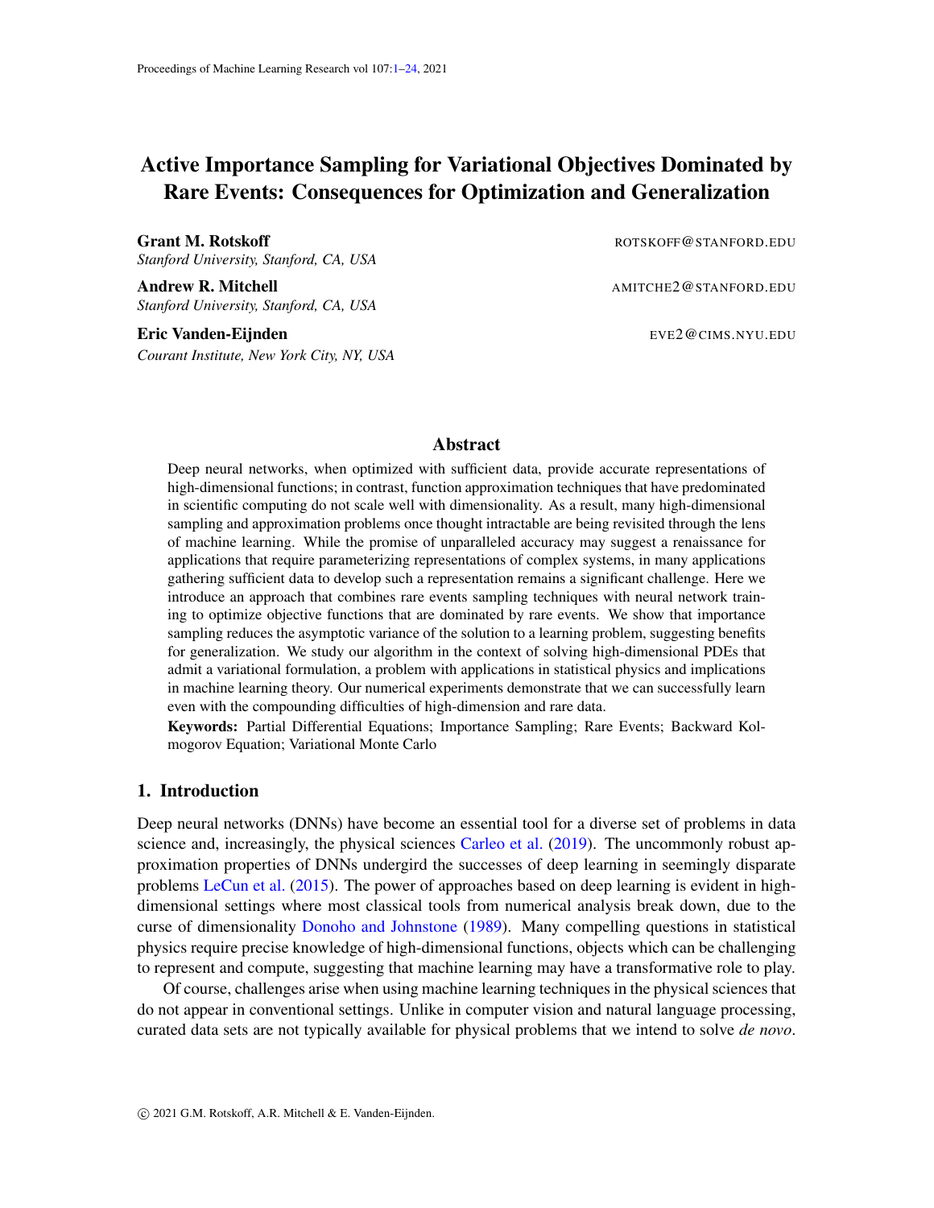# Active Importance Sampling for Variational Objectives Dominated by Rare Events: Consequences for Optimization and Generalization

**Grant M. Rotskoff** ROTSKOFF@STANFORD.EDU
*Stanford University, Stanford, CA, USA*

**Andrew R. Mitchell** AMITCHE2@STANFORD.EDU
*Stanford University, Stanford, CA, USA*

**Eric Vanden-Eijnden** EVE2@CIMS.NYU.EDU
*Courant Institute, New York City, NY, USA*

## Abstract

Deep neural networks, when optimized with sufficient data, provide accurate representations of high-dimensional functions; in contrast, function approximation techniques that have predominated in scientific computing do not scale well with dimensionality. As a result, many high-dimensional sampling and approximation problems once thought intractable are being revisited through the lens of machine learning. While the promise of unparalleled accuracy may suggest a renaissance for applications that require parameterizing representations of complex systems, in many applications gathering sufficient data to develop such a representation remains a significant challenge. Here we introduce an approach that combines rare events sampling techniques with neural network training to optimize objective functions that are dominated by rare events. We show that importance sampling reduces the asymptotic variance of the solution to a learning problem, suggesting benefits for generalization. We study our algorithm in the context of solving high-dimensional PDEs that admit a variational formulation, a problem with applications in statistical physics and implications in machine learning theory. Our numerical experiments demonstrate that we can successfully learn even with the compounding difficulties of high-dimension and rare data.

**Keywords:** Partial Differential Equations; Importance Sampling; Rare Events; Backward Kolmogorov Equation; Variational Monte Carlo

## 1. Introduction

Deep neural networks (DNNs) have become an essential tool for a diverse set of problems in data science and, increasingly, the physical sciences Carleo et al. (2019). The uncommonly robust approximation properties of DNNs undergird the successes of deep learning in seemingly disparate problems LeCun et al. (2015). The power of approaches based on deep learning is evident in high-dimensional settings where most classical tools from numerical analysis break down, due to the curse of dimensionality Donoho and Johnstone (1989). Many compelling questions in statistical physics require precise knowledge of high-dimensional functions, objects which can be challenging to represent and compute, suggesting that machine learning may have a transformative role to play.

Of course, challenges arise when using machine learning techniques in the physical sciences that do not appear in conventional settings. Unlike in computer vision and natural language processing, curated data sets are not typically available for physical problems that we intend to solve *de novo*.

© 2021 G.M. Rotskoff, A.R. Mitchell & E. Vanden-Eijnden.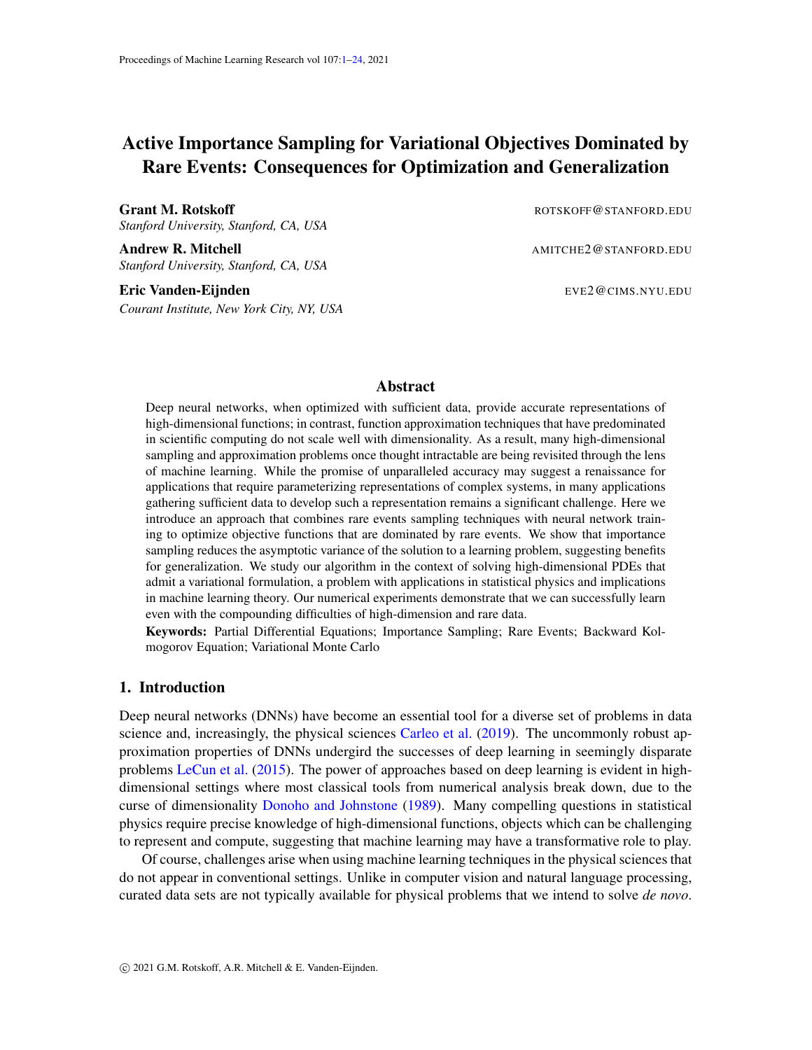# Active Importance Sampling for Variational Objectives Dominated by Rare Events: Consequences for Optimization and Generalization

**Grant M. Rotskoff** ROTSKOFF@STANFORD.EDU
*Stanford University, Stanford, CA, USA*

**Andrew R. Mitchell** AMITCHE2@STANFORD.EDU
*Stanford University, Stanford, CA, USA*

**Eric Vanden-Eijnden** EVE2@CIMS.NYU.EDU
*Courant Institute, New York City, NY, USA*

## Abstract

Deep neural networks, when optimized with sufficient data, provide accurate representations of high-dimensional functions; in contrast, function approximation techniques that have predominated in scientific computing do not scale well with dimensionality. As a result, many high-dimensional sampling and approximation problems once thought intractable are being revisited through the lens of machine learning. While the promise of unparalleled accuracy may suggest a renaissance for applications that require parameterizing representations of complex systems, in many applications gathering sufficient data to develop such a representation remains a significant challenge. Here we introduce an approach that combines rare events sampling techniques with neural network training to optimize objective functions that are dominated by rare events. We show that importance sampling reduces the asymptotic variance of the solution to a learning problem, suggesting benefits for generalization. We study our algorithm in the context of solving high-dimensional PDEs that admit a variational formulation, a problem with applications in statistical physics and implications in machine learning theory. Our numerical experiments demonstrate that we can successfully learn even with the compounding difficulties of high-dimension and rare data.

**Keywords:** Partial Differential Equations; Importance Sampling; Rare Events; Backward Kolmogorov Equation; Variational Monte Carlo

## 1. Introduction

Deep neural networks (DNNs) have become an essential tool for a diverse set of problems in data science and, increasingly, the physical sciences Carleo et al. (2019). The uncommonly robust approximation properties of DNNs undergird the successes of deep learning in seemingly disparate problems LeCun et al. (2015). The power of approaches based on deep learning is evident in high-dimensional settings where most classical tools from numerical analysis break down, due to the curse of dimensionality Donoho and Johnstone (1989). Many compelling questions in statistical physics require precise knowledge of high-dimensional functions, objects which can be challenging to represent and compute, suggesting that machine learning may have a transformative role to play.

Of course, challenges arise when using machine learning techniques in the physical sciences that do not appear in conventional settings. Unlike in computer vision and natural language processing, curated data sets are not typically available for physical problems that we intend to solve *de novo*.

© 2021 G.M. Rotskoff, A.R. Mitchell & E. Vanden-Eijnden.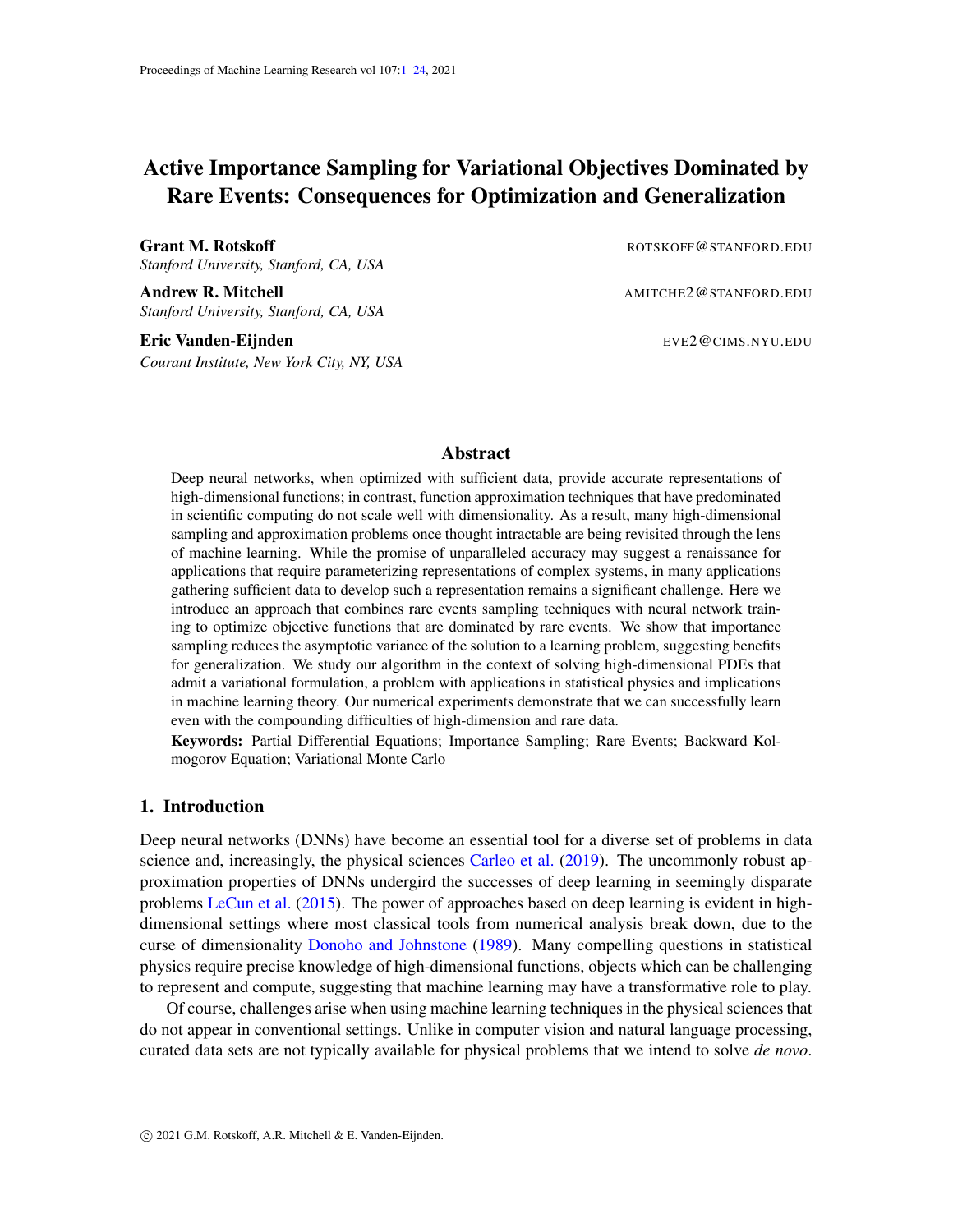# Active Importance Sampling for Variational Objectives Dominated by Rare Events: Consequences for Optimization and Generalization

**Grant M. Rotskoff** ROTSKOFF@STANFORD.EDU
*Stanford University, Stanford, CA, USA*

**Andrew R. Mitchell** AMITCHE2@STANFORD.EDU
*Stanford University, Stanford, CA, USA*

**Eric Vanden-Eijnden** EVE2@CIMS.NYU.EDU
*Courant Institute, New York City, NY, USA*

## Abstract

Deep neural networks, when optimized with sufficient data, provide accurate representations of high-dimensional functions; in contrast, function approximation techniques that have predominated in scientific computing do not scale well with dimensionality. As a result, many high-dimensional sampling and approximation problems once thought intractable are being revisited through the lens of machine learning. While the promise of unparalleled accuracy may suggest a renaissance for applications that require parameterizing representations of complex systems, in many applications gathering sufficient data to develop such a representation remains a significant challenge. Here we introduce an approach that combines rare events sampling techniques with neural network training to optimize objective functions that are dominated by rare events. We show that importance sampling reduces the asymptotic variance of the solution to a learning problem, suggesting benefits for generalization. We study our algorithm in the context of solving high-dimensional PDEs that admit a variational formulation, a problem with applications in statistical physics and implications in machine learning theory. Our numerical experiments demonstrate that we can successfully learn even with the compounding difficulties of high-dimension and rare data.

**Keywords:** Partial Differential Equations; Importance Sampling; Rare Events; Backward Kolmogorov Equation; Variational Monte Carlo

## 1. Introduction

Deep neural networks (DNNs) have become an essential tool for a diverse set of problems in data science and, increasingly, the physical sciences Carleo et al. (2019). The uncommonly robust approximation properties of DNNs undergird the successes of deep learning in seemingly disparate problems LeCun et al. (2015). The power of approaches based on deep learning is evident in high-dimensional settings where most classical tools from numerical analysis break down, due to the curse of dimensionality Donoho and Johnstone (1989). Many compelling questions in statistical physics require precise knowledge of high-dimensional functions, objects which can be challenging to represent and compute, suggesting that machine learning may have a transformative role to play.

Of course, challenges arise when using machine learning techniques in the physical sciences that do not appear in conventional settings. Unlike in computer vision and natural language processing, curated data sets are not typically available for physical problems that we intend to solve *de novo*.

© 2021 G.M. Rotskoff, A.R. Mitchell & E. Vanden-Eijnden.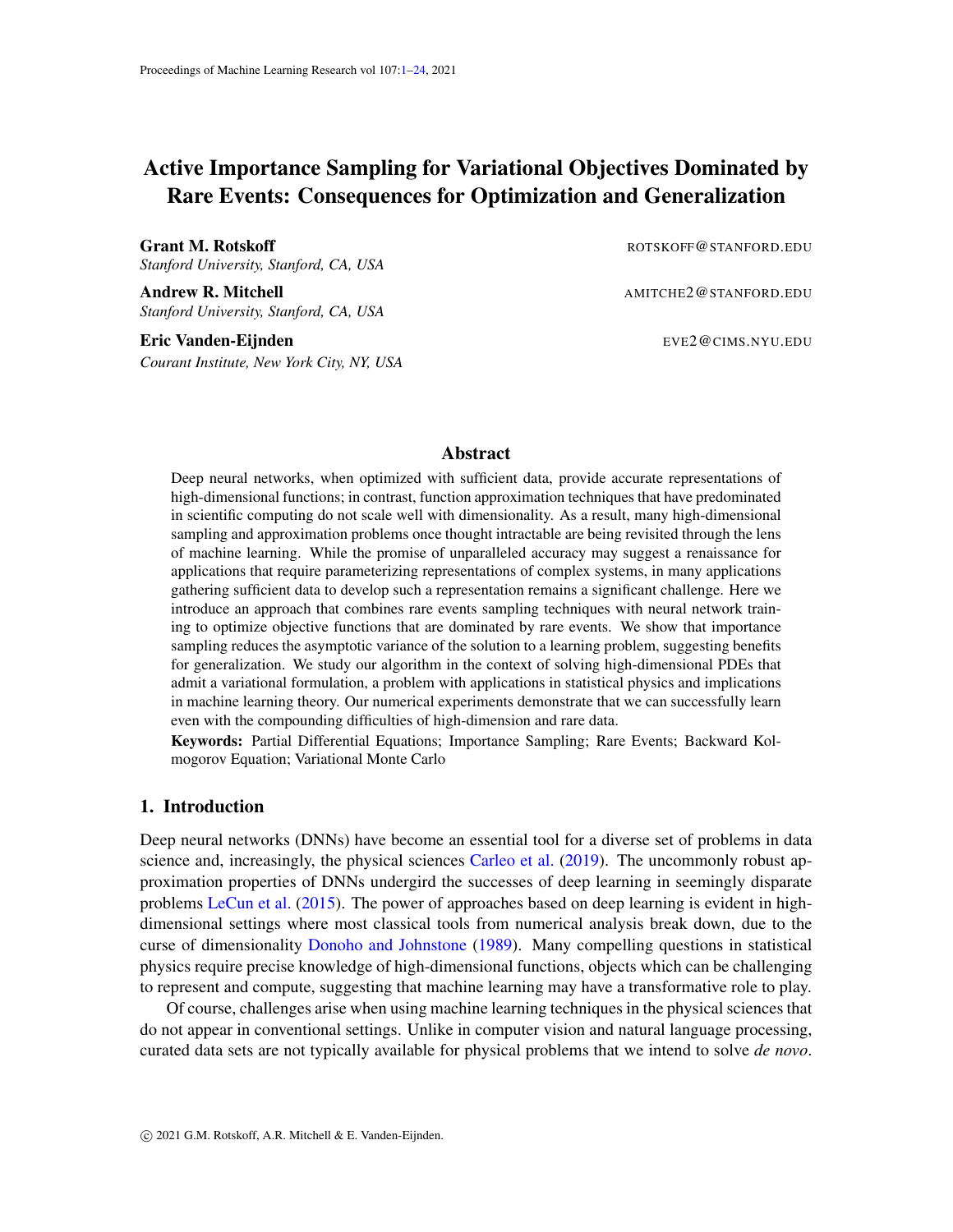# Active Importance Sampling for Variational Objectives Dominated by Rare Events: Consequences for Optimization and Generalization

**Grant M. Rotskoff** ROTSKOFF@STANFORD.EDU
*Stanford University, Stanford, CA, USA*

**Andrew R. Mitchell** AMITCHE2@STANFORD.EDU
*Stanford University, Stanford, CA, USA*

**Eric Vanden-Eijnden** EVE2@CIMS.NYU.EDU
*Courant Institute, New York City, NY, USA*

## Abstract

Deep neural networks, when optimized with sufficient data, provide accurate representations of high-dimensional functions; in contrast, function approximation techniques that have predominated in scientific computing do not scale well with dimensionality. As a result, many high-dimensional sampling and approximation problems once thought intractable are being revisited through the lens of machine learning. While the promise of unparalleled accuracy may suggest a renaissance for applications that require parameterizing representations of complex systems, in many applications gathering sufficient data to develop such a representation remains a significant challenge. Here we introduce an approach that combines rare events sampling techniques with neural network training to optimize objective functions that are dominated by rare events. We show that importance sampling reduces the asymptotic variance of the solution to a learning problem, suggesting benefits for generalization. We study our algorithm in the context of solving high-dimensional PDEs that admit a variational formulation, a problem with applications in statistical physics and implications in machine learning theory. Our numerical experiments demonstrate that we can successfully learn even with the compounding difficulties of high-dimension and rare data.

**Keywords:** Partial Differential Equations; Importance Sampling; Rare Events; Backward Kolmogorov Equation; Variational Monte Carlo

## 1. Introduction

Deep neural networks (DNNs) have become an essential tool for a diverse set of problems in data science and, increasingly, the physical sciences Carleo et al. (2019). The uncommonly robust approximation properties of DNNs undergird the successes of deep learning in seemingly disparate problems LeCun et al. (2015). The power of approaches based on deep learning is evident in high-dimensional settings where most classical tools from numerical analysis break down, due to the curse of dimensionality Donoho and Johnstone (1989). Many compelling questions in statistical physics require precise knowledge of high-dimensional functions, objects which can be challenging to represent and compute, suggesting that machine learning may have a transformative role to play.

Of course, challenges arise when using machine learning techniques in the physical sciences that do not appear in conventional settings. Unlike in computer vision and natural language processing, curated data sets are not typically available for physical problems that we intend to solve *de novo*.

© 2021 G.M. Rotskoff, A.R. Mitchell & E. Vanden-Eijnden.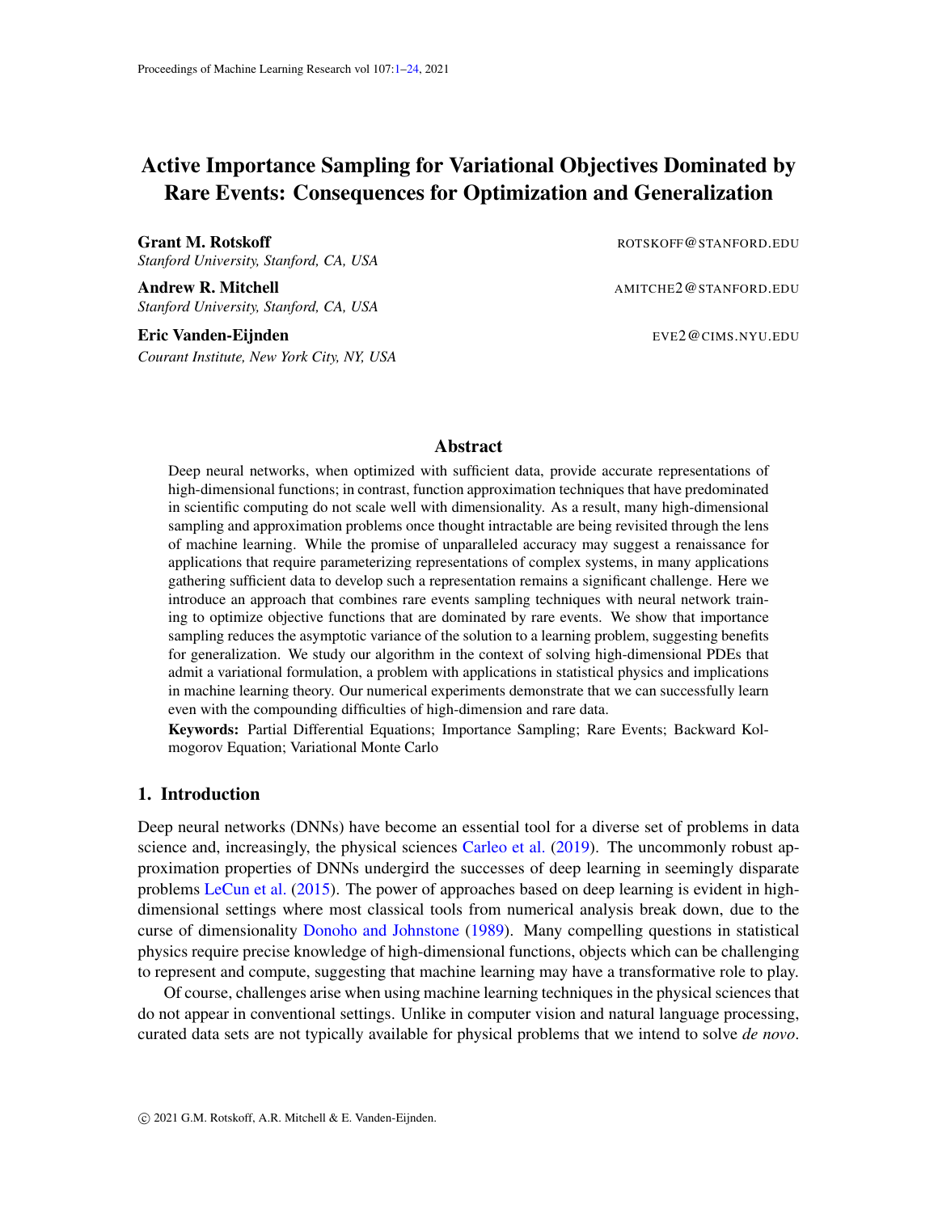# Active Importance Sampling for Variational Objectives Dominated by Rare Events: Consequences for Optimization and Generalization

**Grant M. Rotskoff** ROTSKOFF@STANFORD.EDU
*Stanford University, Stanford, CA, USA*

**Andrew R. Mitchell** AMITCHE2@STANFORD.EDU
*Stanford University, Stanford, CA, USA*

**Eric Vanden-Eijnden** EVE2@CIMS.NYU.EDU
*Courant Institute, New York City, NY, USA*

## Abstract

Deep neural networks, when optimized with sufficient data, provide accurate representations of high-dimensional functions; in contrast, function approximation techniques that have predominated in scientific computing do not scale well with dimensionality. As a result, many high-dimensional sampling and approximation problems once thought intractable are being revisited through the lens of machine learning. While the promise of unparalleled accuracy may suggest a renaissance for applications that require parameterizing representations of complex systems, in many applications gathering sufficient data to develop such a representation remains a significant challenge. Here we introduce an approach that combines rare events sampling techniques with neural network training to optimize objective functions that are dominated by rare events. We show that importance sampling reduces the asymptotic variance of the solution to a learning problem, suggesting benefits for generalization. We study our algorithm in the context of solving high-dimensional PDEs that admit a variational formulation, a problem with applications in statistical physics and implications in machine learning theory. Our numerical experiments demonstrate that we can successfully learn even with the compounding difficulties of high-dimension and rare data.

**Keywords:** Partial Differential Equations; Importance Sampling; Rare Events; Backward Kolmogorov Equation; Variational Monte Carlo

## 1. Introduction

Deep neural networks (DNNs) have become an essential tool for a diverse set of problems in data science and, increasingly, the physical sciences Carleo et al. (2019). The uncommonly robust approximation properties of DNNs undergird the successes of deep learning in seemingly disparate problems LeCun et al. (2015). The power of approaches based on deep learning is evident in high-dimensional settings where most classical tools from numerical analysis break down, due to the curse of dimensionality Donoho and Johnstone (1989). Many compelling questions in statistical physics require precise knowledge of high-dimensional functions, objects which can be challenging to represent and compute, suggesting that machine learning may have a transformative role to play.

Of course, challenges arise when using machine learning techniques in the physical sciences that do not appear in conventional settings. Unlike in computer vision and natural language processing, curated data sets are not typically available for physical problems that we intend to solve *de novo*.

© 2021 G.M. Rotskoff, A.R. Mitchell & E. Vanden-Eijnden.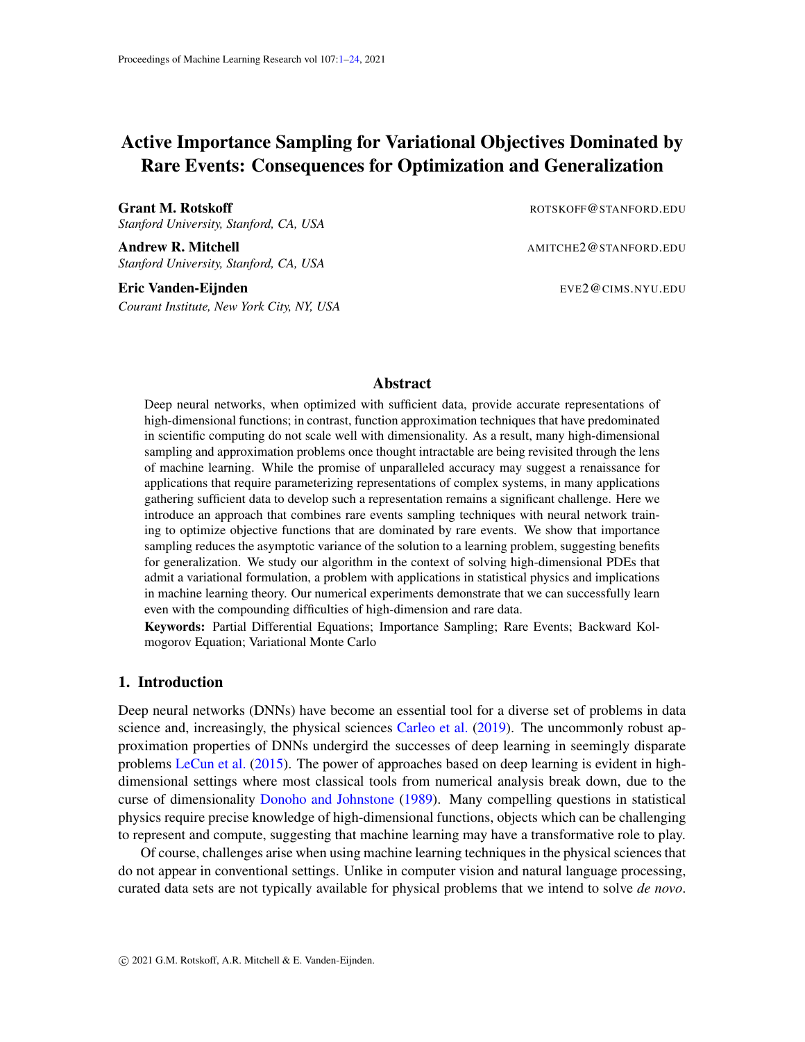# Active Importance Sampling for Variational Objectives Dominated by Rare Events: Consequences for Optimization and Generalization

**Grant M. Rotskoff** ROTSKOFF@STANFORD.EDU
*Stanford University, Stanford, CA, USA*

**Andrew R. Mitchell** AMITCHE2@STANFORD.EDU
*Stanford University, Stanford, CA, USA*

**Eric Vanden-Eijnden** EVE2@CIMS.NYU.EDU
*Courant Institute, New York City, NY, USA*

## Abstract

Deep neural networks, when optimized with sufficient data, provide accurate representations of high-dimensional functions; in contrast, function approximation techniques that have predominated in scientific computing do not scale well with dimensionality. As a result, many high-dimensional sampling and approximation problems once thought intractable are being revisited through the lens of machine learning. While the promise of unparalleled accuracy may suggest a renaissance for applications that require parameterizing representations of complex systems, in many applications gathering sufficient data to develop such a representation remains a significant challenge. Here we introduce an approach that combines rare events sampling techniques with neural network training to optimize objective functions that are dominated by rare events. We show that importance sampling reduces the asymptotic variance of the solution to a learning problem, suggesting benefits for generalization. We study our algorithm in the context of solving high-dimensional PDEs that admit a variational formulation, a problem with applications in statistical physics and implications in machine learning theory. Our numerical experiments demonstrate that we can successfully learn even with the compounding difficulties of high-dimension and rare data.

**Keywords:** Partial Differential Equations; Importance Sampling; Rare Events; Backward Kolmogorov Equation; Variational Monte Carlo

## 1. Introduction

Deep neural networks (DNNs) have become an essential tool for a diverse set of problems in data science and, increasingly, the physical sciences Carleo et al. (2019). The uncommonly robust approximation properties of DNNs undergird the successes of deep learning in seemingly disparate problems LeCun et al. (2015). The power of approaches based on deep learning is evident in high-dimensional settings where most classical tools from numerical analysis break down, due to the curse of dimensionality Donoho and Johnstone (1989). Many compelling questions in statistical physics require precise knowledge of high-dimensional functions, objects which can be challenging to represent and compute, suggesting that machine learning may have a transformative role to play.

Of course, challenges arise when using machine learning techniques in the physical sciences that do not appear in conventional settings. Unlike in computer vision and natural language processing, curated data sets are not typically available for physical problems that we intend to solve *de novo*.

© 2021 G.M. Rotskoff, A.R. Mitchell & E. Vanden-Eijnden.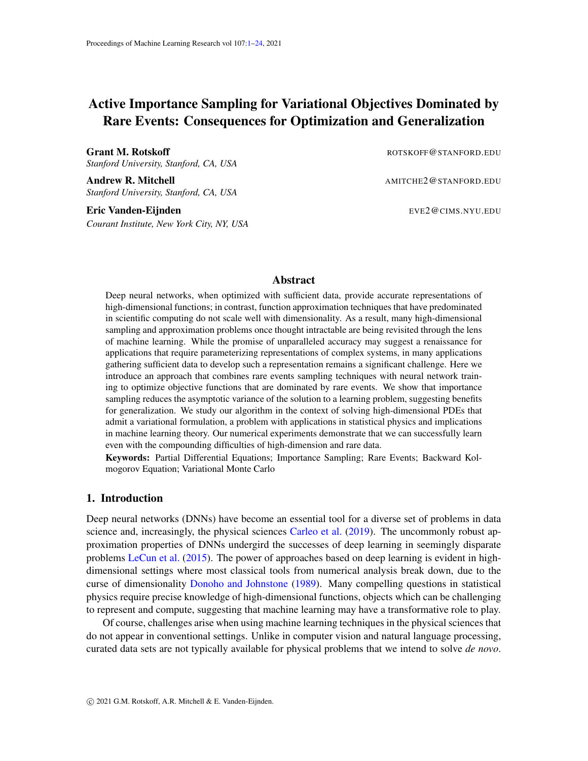# Active Importance Sampling for Variational Objectives Dominated by Rare Events: Consequences for Optimization and Generalization

**Grant M. Rotskoff** ROTSKOFF@STANFORD.EDU
*Stanford University, Stanford, CA, USA*

**Andrew R. Mitchell** AMITCHE2@STANFORD.EDU
*Stanford University, Stanford, CA, USA*

**Eric Vanden-Eijnden** EVE2@CIMS.NYU.EDU
*Courant Institute, New York City, NY, USA*

## Abstract

Deep neural networks, when optimized with sufficient data, provide accurate representations of high-dimensional functions; in contrast, function approximation techniques that have predominated in scientific computing do not scale well with dimensionality. As a result, many high-dimensional sampling and approximation problems once thought intractable are being revisited through the lens of machine learning. While the promise of unparalleled accuracy may suggest a renaissance for applications that require parameterizing representations of complex systems, in many applications gathering sufficient data to develop such a representation remains a significant challenge. Here we introduce an approach that combines rare events sampling techniques with neural network training to optimize objective functions that are dominated by rare events. We show that importance sampling reduces the asymptotic variance of the solution to a learning problem, suggesting benefits for generalization. We study our algorithm in the context of solving high-dimensional PDEs that admit a variational formulation, a problem with applications in statistical physics and implications in machine learning theory. Our numerical experiments demonstrate that we can successfully learn even with the compounding difficulties of high-dimension and rare data.

**Keywords:** Partial Differential Equations; Importance Sampling; Rare Events; Backward Kolmogorov Equation; Variational Monte Carlo

## 1. Introduction

Deep neural networks (DNNs) have become an essential tool for a diverse set of problems in data science and, increasingly, the physical sciences Carleo et al. (2019). The uncommonly robust approximation properties of DNNs undergird the successes of deep learning in seemingly disparate problems LeCun et al. (2015). The power of approaches based on deep learning is evident in high-dimensional settings where most classical tools from numerical analysis break down, due to the curse of dimensionality Donoho and Johnstone (1989). Many compelling questions in statistical physics require precise knowledge of high-dimensional functions, objects which can be challenging to represent and compute, suggesting that machine learning may have a transformative role to play.

Of course, challenges arise when using machine learning techniques in the physical sciences that do not appear in conventional settings. Unlike in computer vision and natural language processing, curated data sets are not typically available for physical problems that we intend to solve *de novo*.

© 2021 G.M. Rotskoff, A.R. Mitchell & E. Vanden-Eijnden.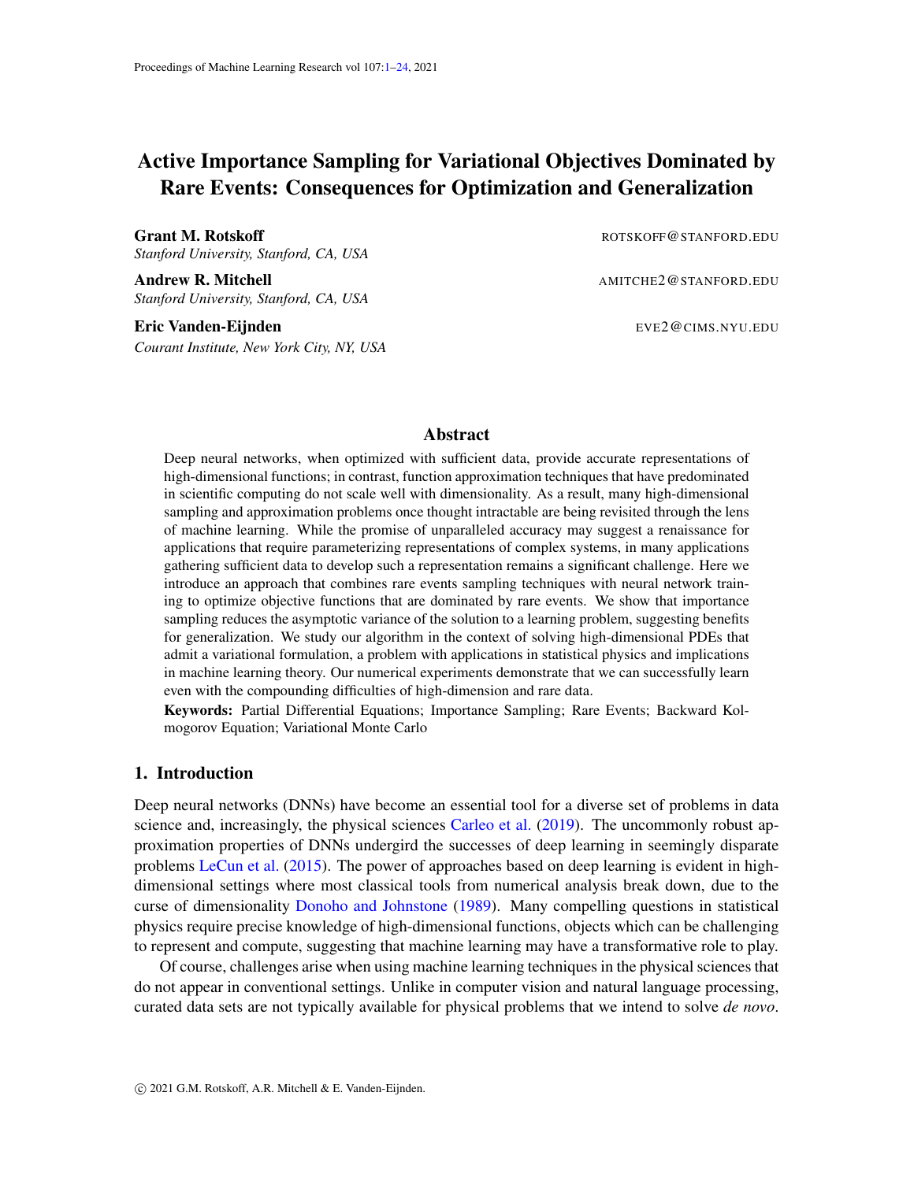# Active Importance Sampling for Variational Objectives Dominated by Rare Events: Consequences for Optimization and Generalization

**Grant M. Rotskoff** ROTSKOFF@STANFORD.EDU
*Stanford University, Stanford, CA, USA*

**Andrew R. Mitchell** AMITCHE2@STANFORD.EDU
*Stanford University, Stanford, CA, USA*

**Eric Vanden-Eijnden** EVE2@CIMS.NYU.EDU
*Courant Institute, New York City, NY, USA*

## Abstract

Deep neural networks, when optimized with sufficient data, provide accurate representations of high-dimensional functions; in contrast, function approximation techniques that have predominated in scientific computing do not scale well with dimensionality. As a result, many high-dimensional sampling and approximation problems once thought intractable are being revisited through the lens of machine learning. While the promise of unparalleled accuracy may suggest a renaissance for applications that require parameterizing representations of complex systems, in many applications gathering sufficient data to develop such a representation remains a significant challenge. Here we introduce an approach that combines rare events sampling techniques with neural network training to optimize objective functions that are dominated by rare events. We show that importance sampling reduces the asymptotic variance of the solution to a learning problem, suggesting benefits for generalization. We study our algorithm in the context of solving high-dimensional PDEs that admit a variational formulation, a problem with applications in statistical physics and implications in machine learning theory. Our numerical experiments demonstrate that we can successfully learn even with the compounding difficulties of high-dimension and rare data.

**Keywords:** Partial Differential Equations; Importance Sampling; Rare Events; Backward Kolmogorov Equation; Variational Monte Carlo

## 1. Introduction

Deep neural networks (DNNs) have become an essential tool for a diverse set of problems in data science and, increasingly, the physical sciences Carleo et al. (2019). The uncommonly robust approximation properties of DNNs undergird the successes of deep learning in seemingly disparate problems LeCun et al. (2015). The power of approaches based on deep learning is evident in high-dimensional settings where most classical tools from numerical analysis break down, due to the curse of dimensionality Donoho and Johnstone (1989). Many compelling questions in statistical physics require precise knowledge of high-dimensional functions, objects which can be challenging to represent and compute, suggesting that machine learning may have a transformative role to play.

Of course, challenges arise when using machine learning techniques in the physical sciences that do not appear in conventional settings. Unlike in computer vision and natural language processing, curated data sets are not typically available for physical problems that we intend to solve *de novo*.

© 2021 G.M. Rotskoff, A.R. Mitchell & E. Vanden-Eijnden.